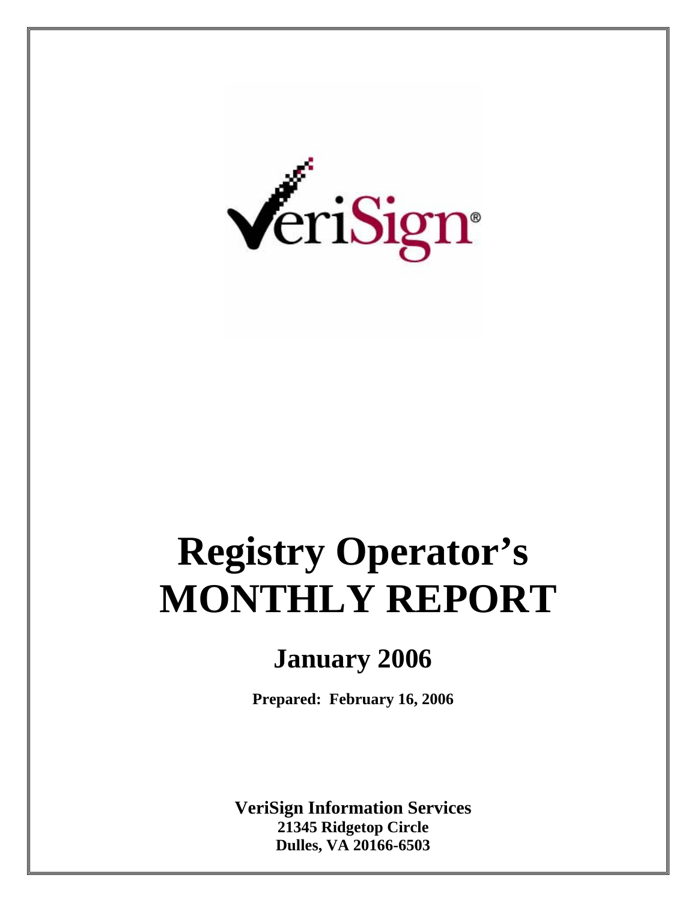# Registry Operator's MONTHLY REPORT

## January 2006

**Prepared: February 16, 2006**

**VeriSign Information Services**
**21345 Ridgetop Circle**
**Dulles, VA 20166-6503**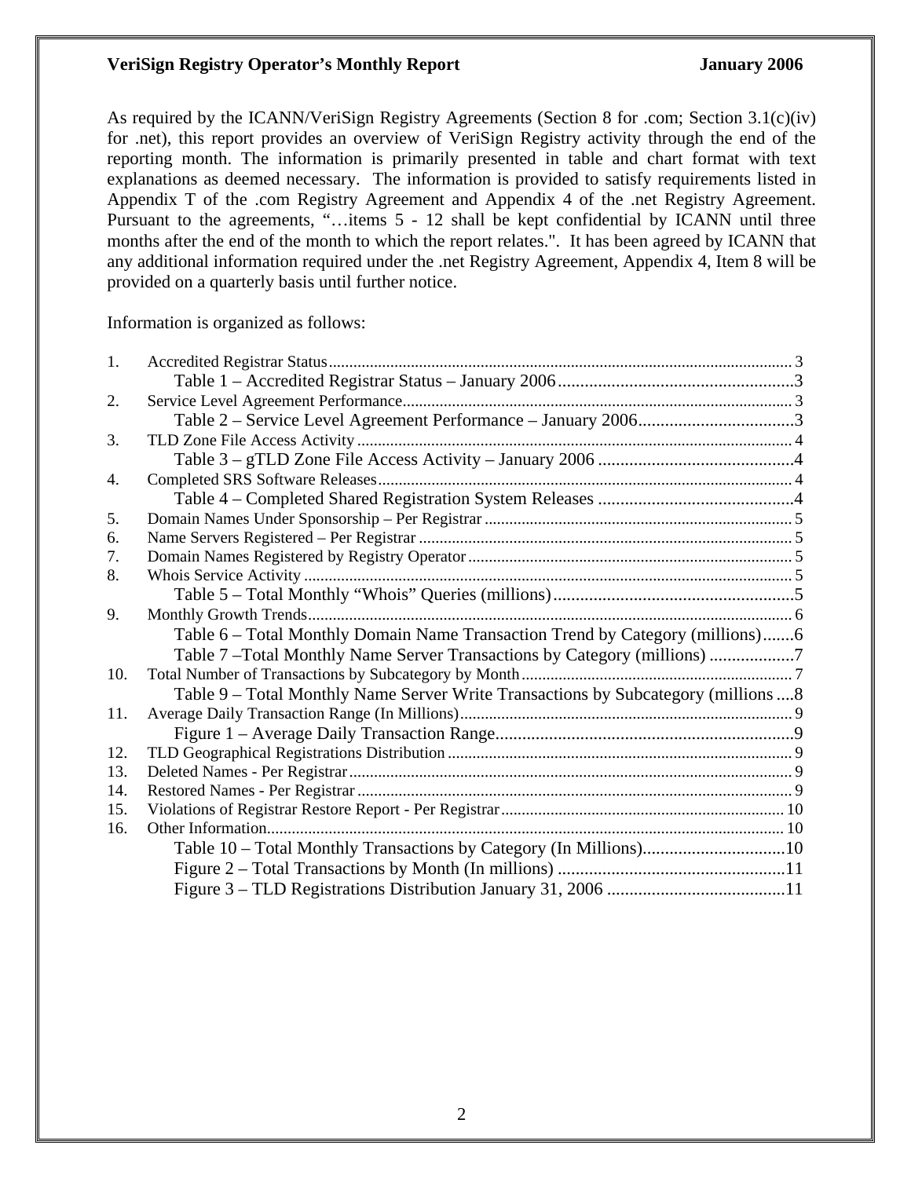As required by the ICANN/VeriSign Registry Agreements (Section 8 for .com; Section 3.1(c)(iv) for .net), this report provides an overview of VeriSign Registry activity through the end of the reporting month. The information is primarily presented in table and chart format with text explanations as deemed necessary. The information is provided to satisfy requirements listed in Appendix T of the .com Registry Agreement and Appendix 4 of the .net Registry Agreement. Pursuant to the agreements, "…items 5 - 12 shall be kept confidential by ICANN until three months after the end of the month to which the report relates.". It has been agreed by ICANN that any additional information required under the .net Registry Agreement, Appendix 4, Item 8 will be provided on a quarterly basis until further notice.

Information is organized as follows:

1. Accredited Registrar Status ........ 3
   - Table 1 – Accredited Registrar Status – January 2006 ........ 3
2. Service Level Agreement Performance ........ 3
   - Table 2 – Service Level Agreement Performance – January 2006 ........ 3
3. TLD Zone File Access Activity ........ 4
   - Table 3 – gTLD Zone File Access Activity – January 2006 ........ 4
4. Completed SRS Software Releases ........ 4
   - Table 4 – Completed Shared Registration System Releases ........ 4
5. Domain Names Under Sponsorship – Per Registrar ........ 5
6. Name Servers Registered – Per Registrar ........ 5
7. Domain Names Registered by Registry Operator ........ 5
8. Whois Service Activity ........ 5
   - Table 5 – Total Monthly "Whois" Queries (millions) ........ 5
9. Monthly Growth Trends ........ 6
   - Table 6 – Total Monthly Domain Name Transaction Trend by Category (millions) ........ 6
   - Table 7 –Total Monthly Name Server Transactions by Category (millions) ........ 7
10. Total Number of Transactions by Subcategory by Month ........ 7
    - Table 9 – Total Monthly Name Server Write Transactions by Subcategory (millions ........ 8
11. Average Daily Transaction Range (In Millions) ........ 9
    - Figure 1 – Average Daily Transaction Range ........ 9
12. TLD Geographical Registrations Distribution ........ 9
13. Deleted Names - Per Registrar ........ 9
14. Restored Names - Per Registrar ........ 9
15. Violations of Registrar Restore Report - Per Registrar ........ 10
16. Other Information ........ 10
    - Table 10 – Total Monthly Transactions by Category (In Millions) ........ 10
    - Figure 2 – Total Transactions by Month (In millions) ........ 11
    - Figure 3 – TLD Registrations Distribution January 31, 2006 ........ 11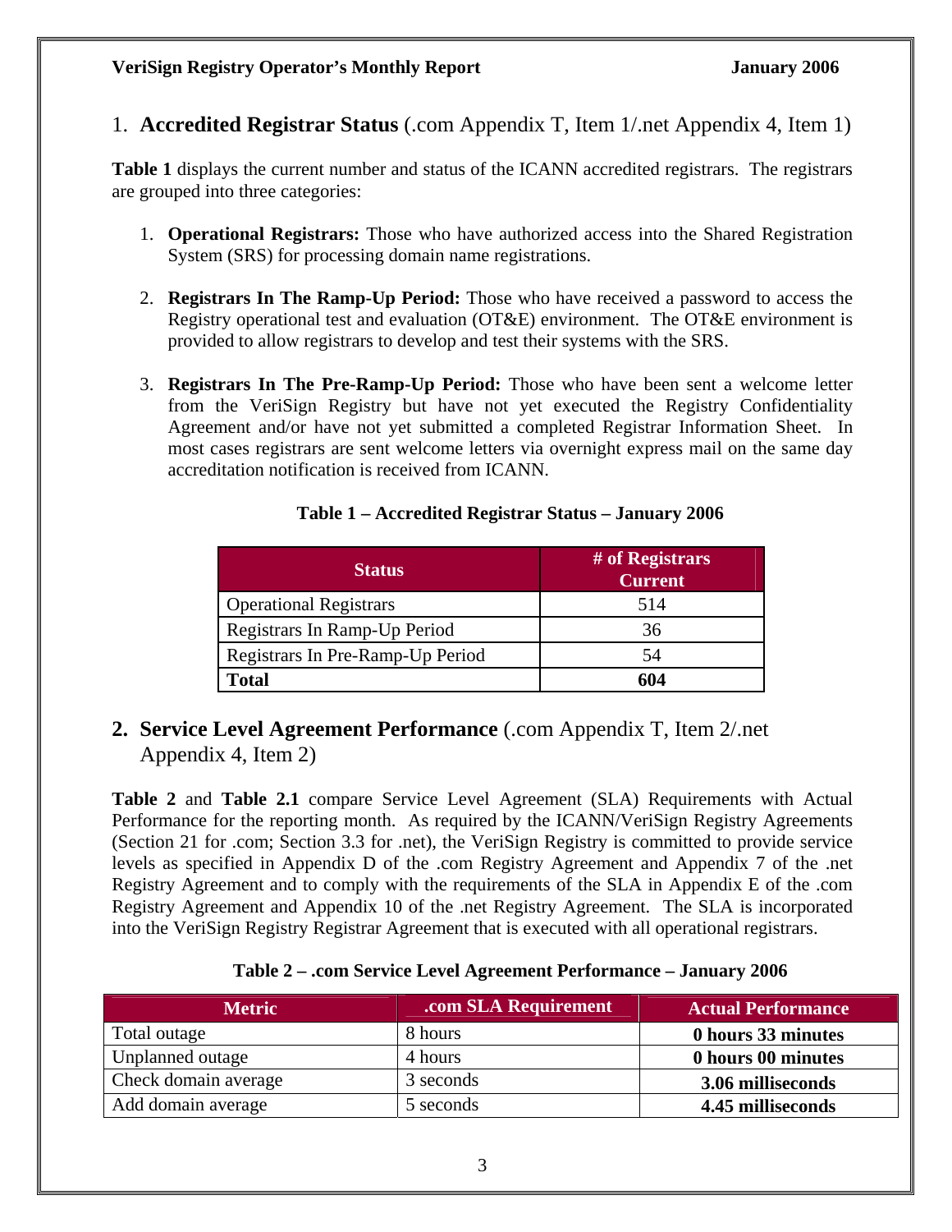## 1. **Accredited Registrar Status** (.com Appendix T, Item 1/.net Appendix 4, Item 1)

**Table 1** displays the current number and status of the ICANN accredited registrars. The registrars are grouped into three categories:

1. **Operational Registrars:** Those who have authorized access into the Shared Registration System (SRS) for processing domain name registrations.

2. **Registrars In The Ramp-Up Period:** Those who have received a password to access the Registry operational test and evaluation (OT&E) environment. The OT&E environment is provided to allow registrars to develop and test their systems with the SRS.

3. **Registrars In The Pre-Ramp-Up Period:** Those who have been sent a welcome letter from the VeriSign Registry but have not yet executed the Registry Confidentiality Agreement and/or have not yet submitted a completed Registrar Information Sheet. In most cases registrars are sent welcome letters via overnight express mail on the same day accreditation notification is received from ICANN.

**Table 1 – Accredited Registrar Status – January 2006**

| Status | # of Registrars Current |
|---|---|
| Operational Registrars | 514 |
| Registrars In Ramp-Up Period | 36 |
| Registrars In Pre-Ramp-Up Period | 54 |
| **Total** | **604** |

## 2. **Service Level Agreement Performance** (.com Appendix T, Item 2/.net Appendix 4, Item 2)

**Table 2** and **Table 2.1** compare Service Level Agreement (SLA) Requirements with Actual Performance for the reporting month. As required by the ICANN/VeriSign Registry Agreements (Section 21 for .com; Section 3.3 for .net), the VeriSign Registry is committed to provide service levels as specified in Appendix D of the .com Registry Agreement and Appendix 7 of the .net Registry Agreement and to comply with the requirements of the SLA in Appendix E of the .com Registry Agreement and Appendix 10 of the .net Registry Agreement. The SLA is incorporated into the VeriSign Registry Registrar Agreement that is executed with all operational registrars.

**Table 2 – .com Service Level Agreement Performance – January 2006**

| Metric | .com SLA Requirement | Actual Performance |
|---|---|---|
| Total outage | 8 hours | **0 hours 33 minutes** |
| Unplanned outage | 4 hours | **0 hours 00 minutes** |
| Check domain average | 3 seconds | **3.06 milliseconds** |
| Add domain average | 5 seconds | **4.45 milliseconds** |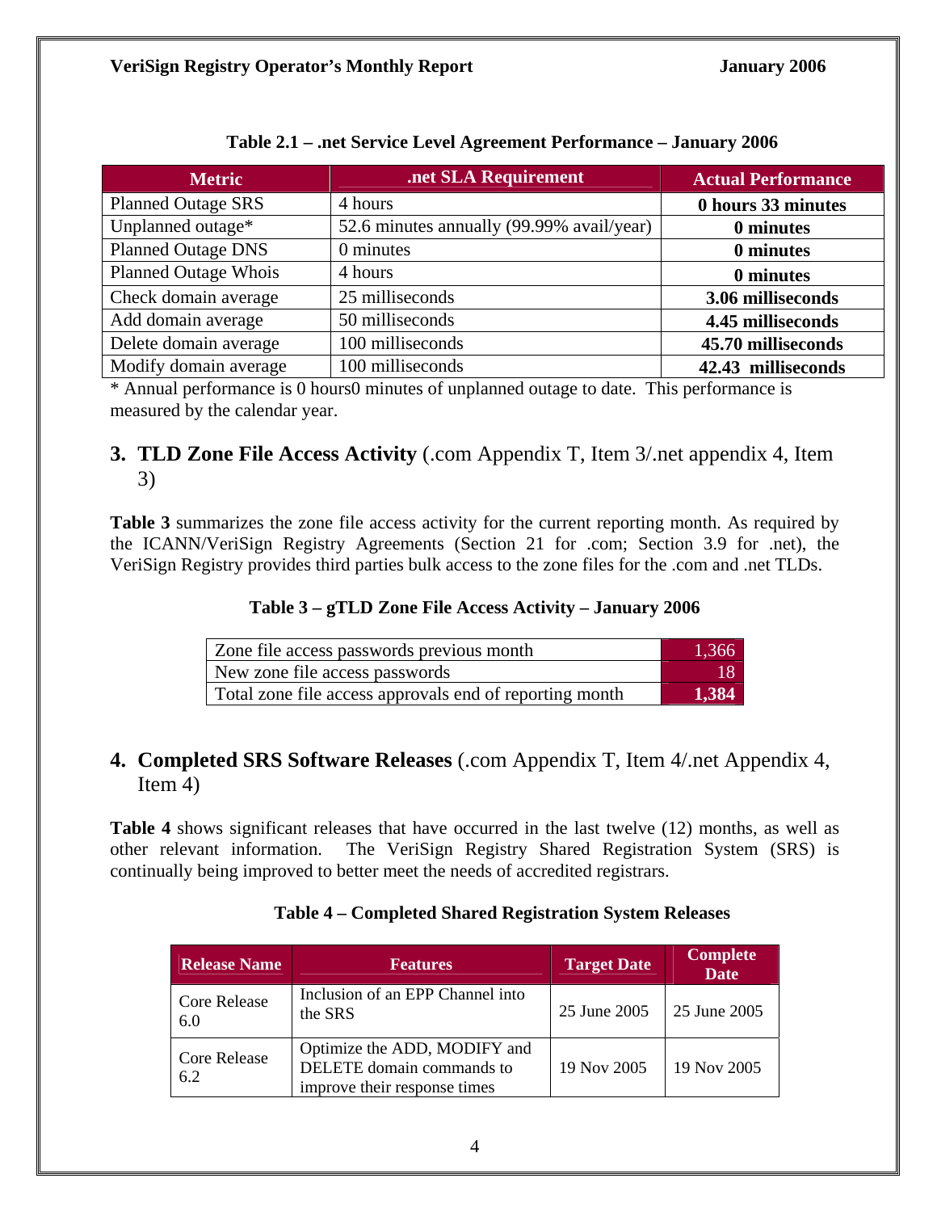**Table 2.1 – .net Service Level Agreement Performance – January 2006**

| Metric | .net SLA Requirement | Actual Performance |
|---|---|---|
| Planned Outage SRS | 4 hours | **0 hours 33 minutes** |
| Unplanned outage* | 52.6 minutes annually (99.99% avail/year) | **0 minutes** |
| Planned Outage DNS | 0 minutes | **0 minutes** |
| Planned Outage Whois | 4 hours | **0 minutes** |
| Check domain average | 25 milliseconds | **3.06 milliseconds** |
| Add domain average | 50 milliseconds | **4.45 milliseconds** |
| Delete domain average | 100 milliseconds | **45.70 milliseconds** |
| Modify domain average | 100 milliseconds | **42.43 milliseconds** |

* Annual performance is 0 hours0 minutes of unplanned outage to date. This performance is measured by the calendar year.

## 3. **TLD Zone File Access Activity** (.com Appendix T, Item 3/.net appendix 4, Item 3)

**Table 3** summarizes the zone file access activity for the current reporting month. As required by the ICANN/VeriSign Registry Agreements (Section 21 for .com; Section 3.9 for .net), the VeriSign Registry provides third parties bulk access to the zone files for the .com and .net TLDs.

**Table 3 – gTLD Zone File Access Activity – January 2006**

| | |
|---|---|
| Zone file access passwords previous month | 1,366 |
| New zone file access passwords | 18 |
| Total zone file access approvals end of reporting month | **1,384** |

## 4. **Completed SRS Software Releases** (.com Appendix T, Item 4/.net Appendix 4, Item 4)

**Table 4** shows significant releases that have occurred in the last twelve (12) months, as well as other relevant information. The VeriSign Registry Shared Registration System (SRS) is continually being improved to better meet the needs of accredited registrars.

**Table 4 – Completed Shared Registration System Releases**

| Release Name | Features | Target Date | Complete Date |
|---|---|---|---|
| Core Release 6.0 | Inclusion of an EPP Channel into the SRS | 25 June 2005 | 25 June 2005 |
| Core Release 6.2 | Optimize the ADD, MODIFY and DELETE domain commands to improve their response times | 19 Nov 2005 | 19 Nov 2005 |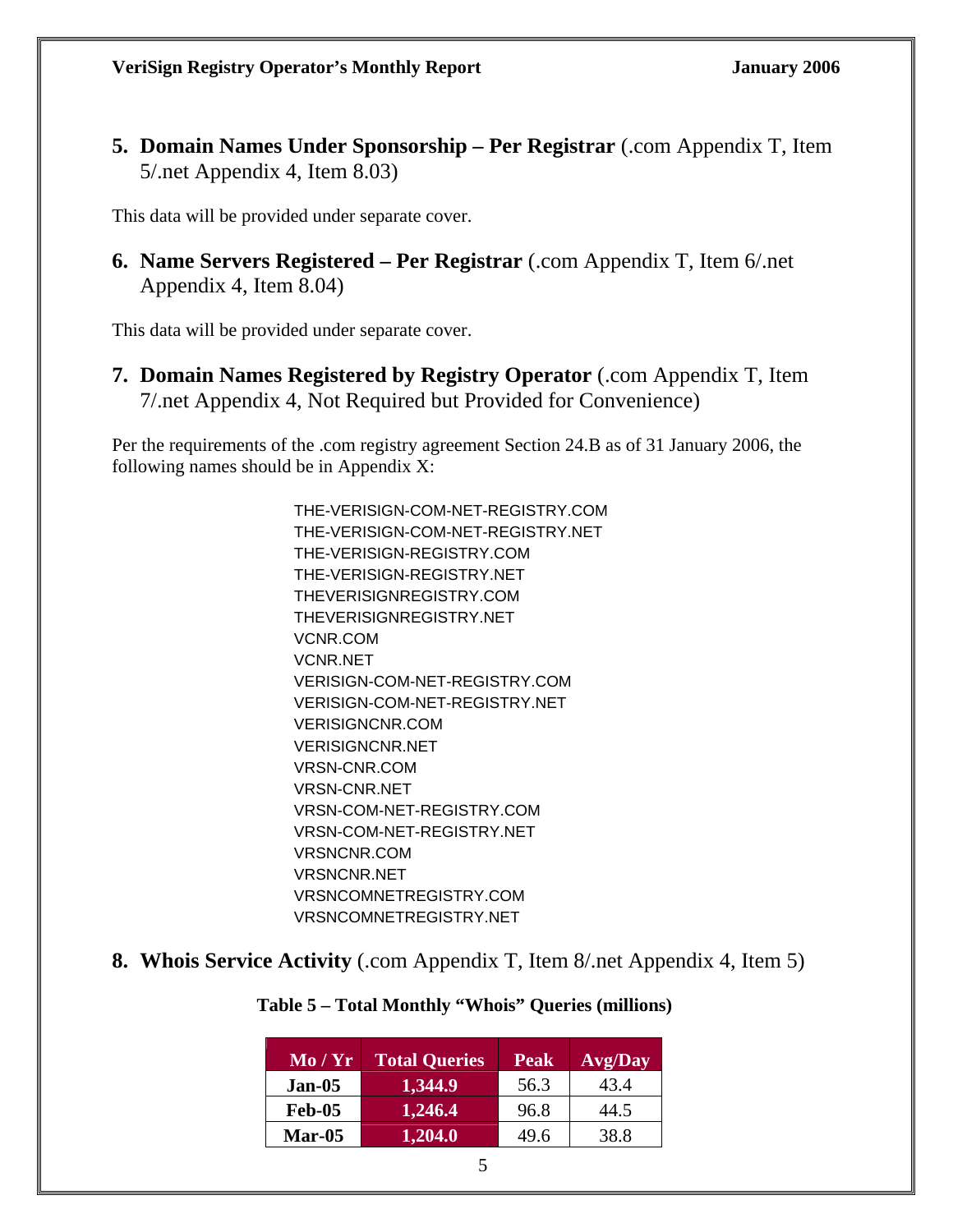## 5. Domain Names Under Sponsorship – Per Registrar (.com Appendix T, Item 5/.net Appendix 4, Item 8.03)

This data will be provided under separate cover.

## 6. Name Servers Registered – Per Registrar (.com Appendix T, Item 6/.net Appendix 4, Item 8.04)

This data will be provided under separate cover.

## 7. Domain Names Registered by Registry Operator (.com Appendix T, Item 7/.net Appendix 4, Not Required but Provided for Convenience)

Per the requirements of the .com registry agreement Section 24.B as of 31 January 2006, the following names should be in Appendix X:

THE-VERISIGN-COM-NET-REGISTRY.COM
THE-VERISIGN-COM-NET-REGISTRY.NET
THE-VERISIGN-REGISTRY.COM
THE-VERISIGN-REGISTRY.NET
THEVERISIGNREGISTRY.COM
THEVERISIGNREGISTRY.NET
VCNR.COM
VCNR.NET
VERISIGN-COM-NET-REGISTRY.COM
VERISIGN-COM-NET-REGISTRY.NET
VERISIGNCNR.COM
VERISIGNCNR.NET
VRSN-CNR.COM
VRSN-CNR.NET
VRSN-COM-NET-REGISTRY.COM
VRSN-COM-NET-REGISTRY.NET
VRSNCNR.COM
VRSNCNR.NET
VRSNCOMNETREGISTRY.COM
VRSNCOMNETREGISTRY.NET

## 8. Whois Service Activity (.com Appendix T, Item 8/.net Appendix 4, Item 5)

**Table 5 – Total Monthly "Whois" Queries (millions)**

| Mo / Yr | Total Queries | Peak | Avg/Day |
|---|---|---|---|
| **Jan-05** | **1,344.9** | 56.3 | 43.4 |
| **Feb-05** | **1,246.4** | 96.8 | 44.5 |
| **Mar-05** | **1,204.0** | 49.6 | 38.8 |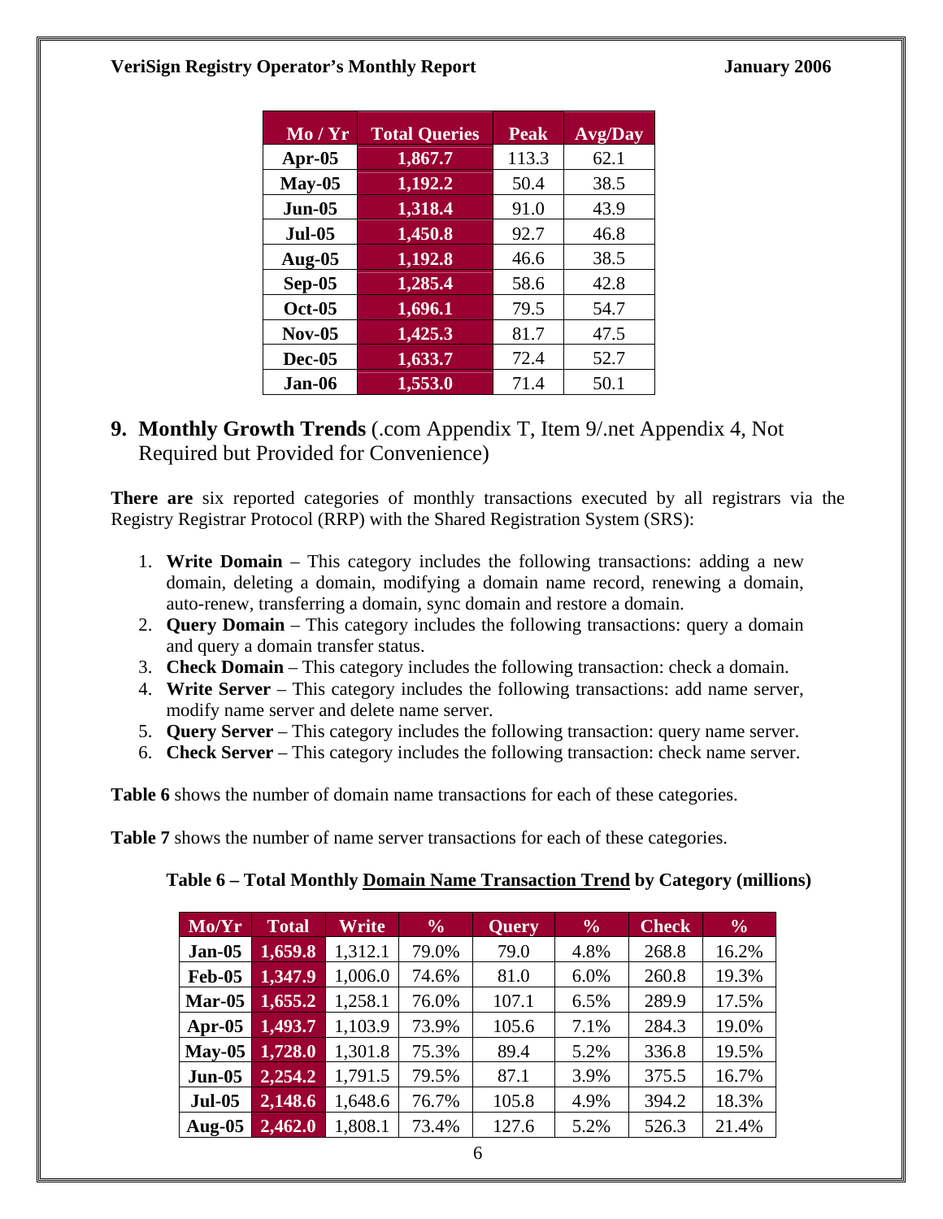| Mo / Yr | Total Queries | Peak | Avg/Day |
|---|---|---|---|
| Apr-05 | 1,867.7 | 113.3 | 62.1 |
| May-05 | 1,192.2 | 50.4 | 38.5 |
| Jun-05 | 1,318.4 | 91.0 | 43.9 |
| Jul-05 | 1,450.8 | 92.7 | 46.8 |
| Aug-05 | 1,192.8 | 46.6 | 38.5 |
| Sep-05 | 1,285.4 | 58.6 | 42.8 |
| Oct-05 | 1,696.1 | 79.5 | 54.7 |
| Nov-05 | 1,425.3 | 81.7 | 47.5 |
| Dec-05 | 1,633.7 | 72.4 | 52.7 |
| Jan-06 | 1,553.0 | 71.4 | 50.1 |

## 9. Monthly Growth Trends (.com Appendix T, Item 9/.net Appendix 4, Not Required but Provided for Convenience)

**There are** six reported categories of monthly transactions executed by all registrars via the Registry Registrar Protocol (RRP) with the Shared Registration System (SRS):

1. **Write Domain** – This category includes the following transactions: adding a new domain, deleting a domain, modifying a domain name record, renewing a domain, auto-renew, transferring a domain, sync domain and restore a domain.
2. **Query Domain** – This category includes the following transactions: query a domain and query a domain transfer status.
3. **Check Domain** – This category includes the following transaction: check a domain.
4. **Write Server** – This category includes the following transactions: add name server, modify name server and delete name server.
5. **Query Server** – This category includes the following transaction: query name server.
6. **Check Server** – This category includes the following transaction: check name server.

**Table 6** shows the number of domain name transactions for each of these categories.

**Table 7** shows the number of name server transactions for each of these categories.

**Table 6 – Total Monthly Domain Name Transaction Trend by Category (millions)**

| Mo/Yr | Total | Write | % | Query | % | Check | % |
|---|---|---|---|---|---|---|---|
| Jan-05 | 1,659.8 | 1,312.1 | 79.0% | 79.0 | 4.8% | 268.8 | 16.2% |
| Feb-05 | 1,347.9 | 1,006.0 | 74.6% | 81.0 | 6.0% | 260.8 | 19.3% |
| Mar-05 | 1,655.2 | 1,258.1 | 76.0% | 107.1 | 6.5% | 289.9 | 17.5% |
| Apr-05 | 1,493.7 | 1,103.9 | 73.9% | 105.6 | 7.1% | 284.3 | 19.0% |
| May-05 | 1,728.0 | 1,301.8 | 75.3% | 89.4 | 5.2% | 336.8 | 19.5% |
| Jun-05 | 2,254.2 | 1,791.5 | 79.5% | 87.1 | 3.9% | 375.5 | 16.7% |
| Jul-05 | 2,148.6 | 1,648.6 | 76.7% | 105.8 | 4.9% | 394.2 | 18.3% |
| Aug-05 | 2,462.0 | 1,808.1 | 73.4% | 127.6 | 5.2% | 526.3 | 21.4% |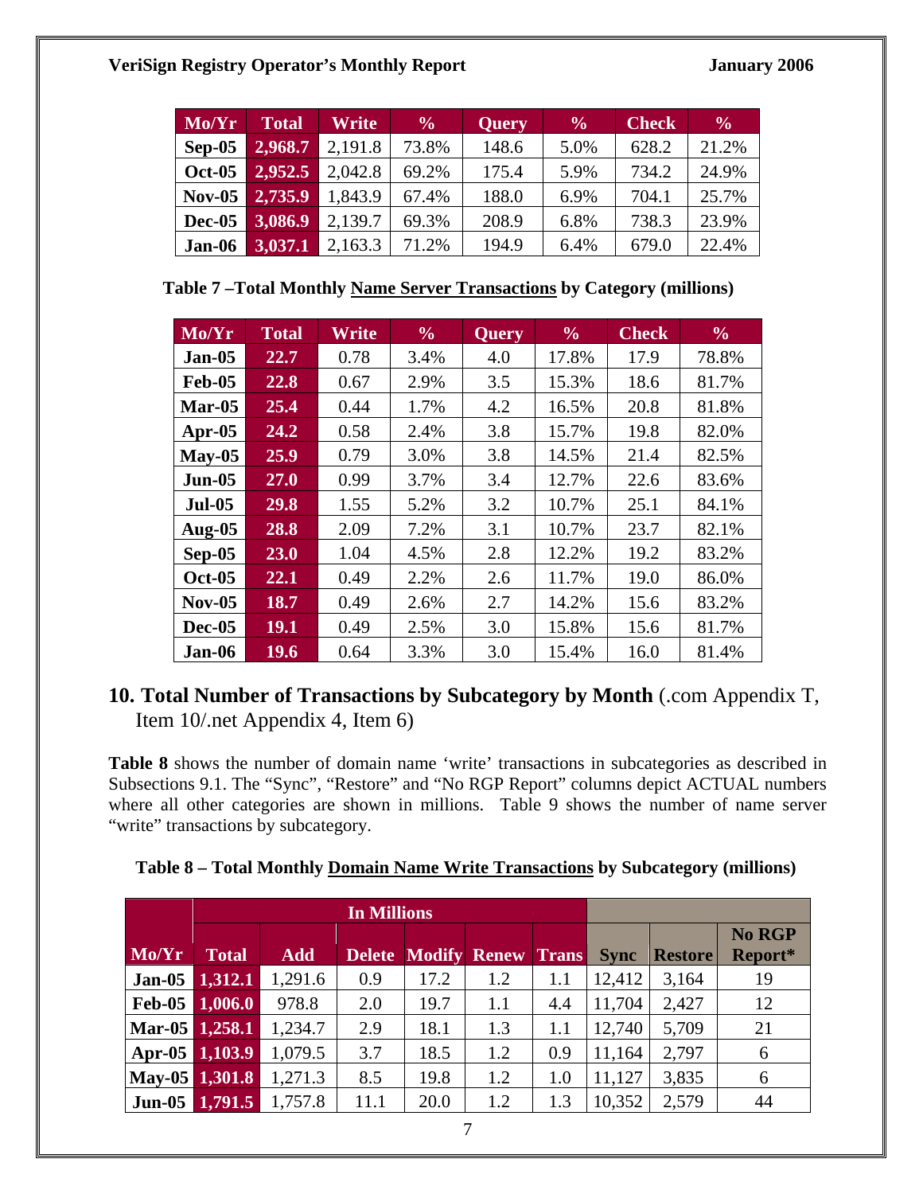| Mo/Yr | Total | Write | % | Query | % | Check | % |
|---|---|---|---|---|---|---|---|
| Sep-05 | 2,968.7 | 2,191.8 | 73.8% | 148.6 | 5.0% | 628.2 | 21.2% |
| Oct-05 | 2,952.5 | 2,042.8 | 69.2% | 175.4 | 5.9% | 734.2 | 24.9% |
| Nov-05 | 2,735.9 | 1,843.9 | 67.4% | 188.0 | 6.9% | 704.1 | 25.7% |
| Dec-05 | 3,086.9 | 2,139.7 | 69.3% | 208.9 | 6.8% | 738.3 | 23.9% |
| Jan-06 | 3,037.1 | 2,163.3 | 71.2% | 194.9 | 6.4% | 679.0 | 22.4% |

**Table 7 –Total Monthly Name Server Transactions by Category (millions)**

| Mo/Yr | Total | Write | % | Query | % | Check | % |
|---|---|---|---|---|---|---|---|
| Jan-05 | 22.7 | 0.78 | 3.4% | 4.0 | 17.8% | 17.9 | 78.8% |
| Feb-05 | 22.8 | 0.67 | 2.9% | 3.5 | 15.3% | 18.6 | 81.7% |
| Mar-05 | 25.4 | 0.44 | 1.7% | 4.2 | 16.5% | 20.8 | 81.8% |
| Apr-05 | 24.2 | 0.58 | 2.4% | 3.8 | 15.7% | 19.8 | 82.0% |
| May-05 | 25.9 | 0.79 | 3.0% | 3.8 | 14.5% | 21.4 | 82.5% |
| Jun-05 | 27.0 | 0.99 | 3.7% | 3.4 | 12.7% | 22.6 | 83.6% |
| Jul-05 | 29.8 | 1.55 | 5.2% | 3.2 | 10.7% | 25.1 | 84.1% |
| Aug-05 | 28.8 | 2.09 | 7.2% | 3.1 | 10.7% | 23.7 | 82.1% |
| Sep-05 | 23.0 | 1.04 | 4.5% | 2.8 | 12.2% | 19.2 | 83.2% |
| Oct-05 | 22.1 | 0.49 | 2.2% | 2.6 | 11.7% | 19.0 | 86.0% |
| Nov-05 | 18.7 | 0.49 | 2.6% | 2.7 | 14.2% | 15.6 | 83.2% |
| Dec-05 | 19.1 | 0.49 | 2.5% | 3.0 | 15.8% | 15.6 | 81.7% |
| Jan-06 | 19.6 | 0.64 | 3.3% | 3.0 | 15.4% | 16.0 | 81.4% |

## 10. Total Number of Transactions by Subcategory by Month (.com Appendix T, Item 10/.net Appendix 4, Item 6)

**Table 8** shows the number of domain name 'write' transactions in subcategories as described in Subsections 9.1. The "Sync", "Restore" and "No RGP Report" columns depict ACTUAL numbers where all other categories are shown in millions. Table 9 shows the number of name server "write" transactions by subcategory.

**Table 8 – Total Monthly Domain Name Write Transactions by Subcategory (millions)**

| | In Millions | | | | | | | | |
|---|---|---|---|---|---|---|---|---|---|
| Mo/Yr | Total | Add | Delete | Modify | Renew | Trans | Sync | Restore | No RGP Report* |
| Jan-05 | 1,312.1 | 1,291.6 | 0.9 | 17.2 | 1.2 | 1.1 | 12,412 | 3,164 | 19 |
| Feb-05 | 1,006.0 | 978.8 | 2.0 | 19.7 | 1.1 | 4.4 | 11,704 | 2,427 | 12 |
| Mar-05 | 1,258.1 | 1,234.7 | 2.9 | 18.1 | 1.3 | 1.1 | 12,740 | 5,709 | 21 |
| Apr-05 | 1,103.9 | 1,079.5 | 3.7 | 18.5 | 1.2 | 0.9 | 11,164 | 2,797 | 6 |
| May-05 | 1,301.8 | 1,271.3 | 8.5 | 19.8 | 1.2 | 1.0 | 11,127 | 3,835 | 6 |
| Jun-05 | 1,791.5 | 1,757.8 | 11.1 | 20.0 | 1.2 | 1.3 | 10,352 | 2,579 | 44 |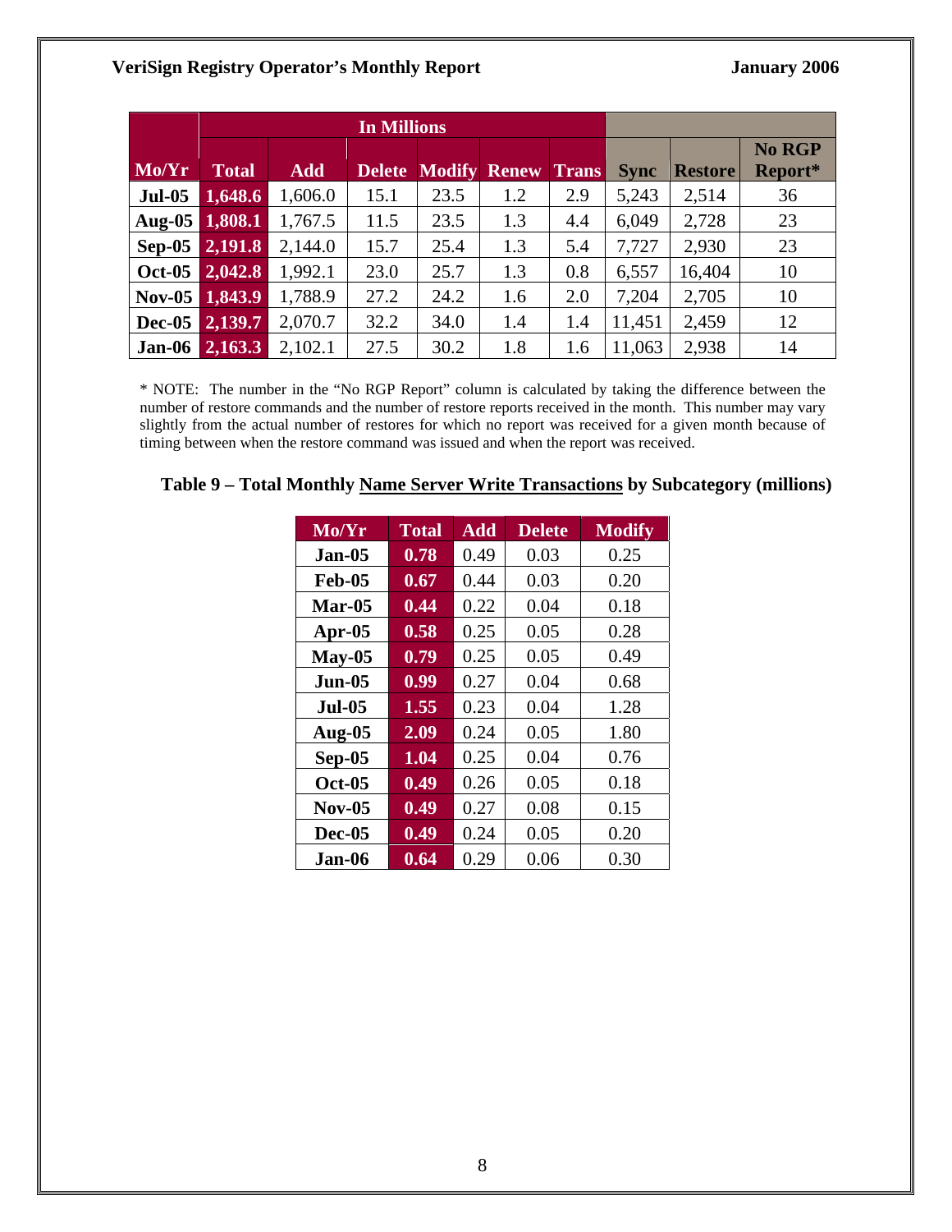| Mo/Yr | In Millions | | | | | | | | | |
|---|---|---|---|---|---|---|---|---|---|---|
| | Total | Add | Delete | Modify | Renew | Trans | Sync | Restore | No RGP Report* |
| Jul-05 | 1,648.6 | 1,606.0 | 15.1 | 23.5 | 1.2 | 2.9 | 5,243 | 2,514 | 36 |
| Aug-05 | 1,808.1 | 1,767.5 | 11.5 | 23.5 | 1.3 | 4.4 | 6,049 | 2,728 | 23 |
| Sep-05 | 2,191.8 | 2,144.0 | 15.7 | 25.4 | 1.3 | 5.4 | 7,727 | 2,930 | 23 |
| Oct-05 | 2,042.8 | 1,992.1 | 23.0 | 25.7 | 1.3 | 0.8 | 6,557 | 16,404 | 10 |
| Nov-05 | 1,843.9 | 1,788.9 | 27.2 | 24.2 | 1.6 | 2.0 | 7,204 | 2,705 | 10 |
| Dec-05 | 2,139.7 | 2,070.7 | 32.2 | 34.0 | 1.4 | 1.4 | 11,451 | 2,459 | 12 |
| Jan-06 | 2,163.3 | 2,102.1 | 27.5 | 30.2 | 1.8 | 1.6 | 11,063 | 2,938 | 14 |

* NOTE: The number in the "No RGP Report" column is calculated by taking the difference between the number of restore commands and the number of restore reports received in the month. This number may vary slightly from the actual number of restores for which no report was received for a given month because of timing between when the restore command was issued and when the report was received.

**Table 9 – Total Monthly Name Server Write Transactions by Subcategory (millions)**

| Mo/Yr | Total | Add | Delete | Modify |
|---|---|---|---|---|
| Jan-05 | 0.78 | 0.49 | 0.03 | 0.25 |
| Feb-05 | 0.67 | 0.44 | 0.03 | 0.20 |
| Mar-05 | 0.44 | 0.22 | 0.04 | 0.18 |
| Apr-05 | 0.58 | 0.25 | 0.05 | 0.28 |
| May-05 | 0.79 | 0.25 | 0.05 | 0.49 |
| Jun-05 | 0.99 | 0.27 | 0.04 | 0.68 |
| Jul-05 | 1.55 | 0.23 | 0.04 | 1.28 |
| Aug-05 | 2.09 | 0.24 | 0.05 | 1.80 |
| Sep-05 | 1.04 | 0.25 | 0.04 | 0.76 |
| Oct-05 | 0.49 | 0.26 | 0.05 | 0.18 |
| Nov-05 | 0.49 | 0.27 | 0.08 | 0.15 |
| Dec-05 | 0.49 | 0.24 | 0.05 | 0.20 |
| Jan-06 | 0.64 | 0.29 | 0.06 | 0.30 |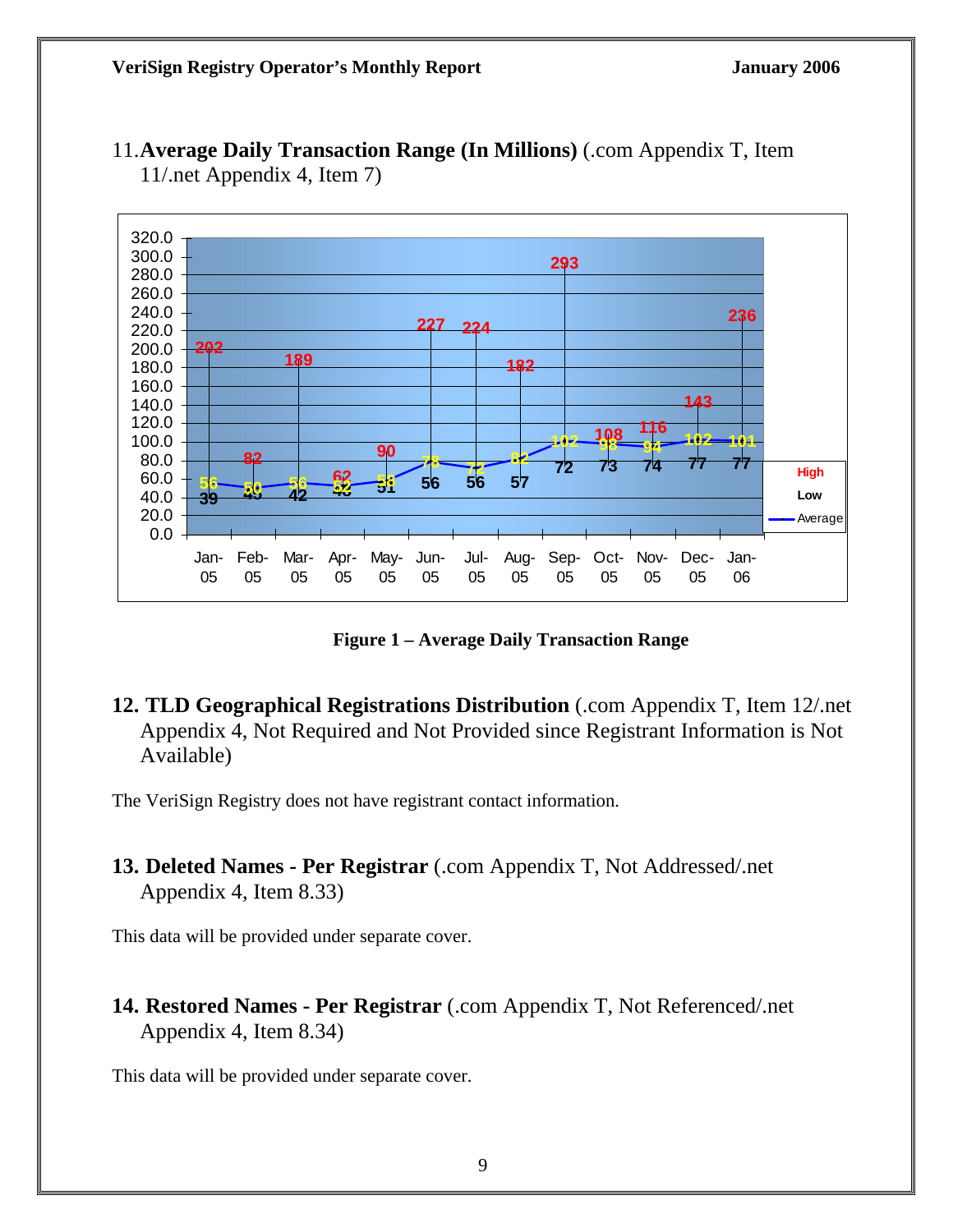11. **Average Daily Transaction Range (In Millions)** (.com Appendix T, Item 11/.net Appendix 4, Item 7)

| Month | High | Low | Average |
|---|---|---|---|
| Jan-05 | 202 | 39 | 56 |
| Feb-05 | 82 | 45 | 50 |
| Mar-05 | 189 | 42 | 56 |
| Apr-05 | 62 | 48 | 52 |
| May-05 | 90 | 51 | 58 |
| Jun-05 | 227 | 56 | 78 |
| Jul-05 | 224 | 56 | 72 |
| Aug-05 | 182 | 57 | 82 |
| Sep-05 | 293 | 72 | 102 |
| Oct-05 | 108 | 73 | 98 |
| Nov-05 | 116 | 74 | 94 |
| Dec-05 | 143 | 77 | 102 |
| Jan-06 | 236 | 77 | 101 |

**Figure 1 – Average Daily Transaction Range**

**12. TLD Geographical Registrations Distribution** (.com Appendix T, Item 12/.net Appendix 4, Not Required and Not Provided since Registrant Information is Not Available)

The VeriSign Registry does not have registrant contact information.

**13. Deleted Names - Per Registrar** (.com Appendix T, Not Addressed/.net Appendix 4, Item 8.33)

This data will be provided under separate cover.

**14. Restored Names - Per Registrar** (.com Appendix T, Not Referenced/.net Appendix 4, Item 8.34)

This data will be provided under separate cover.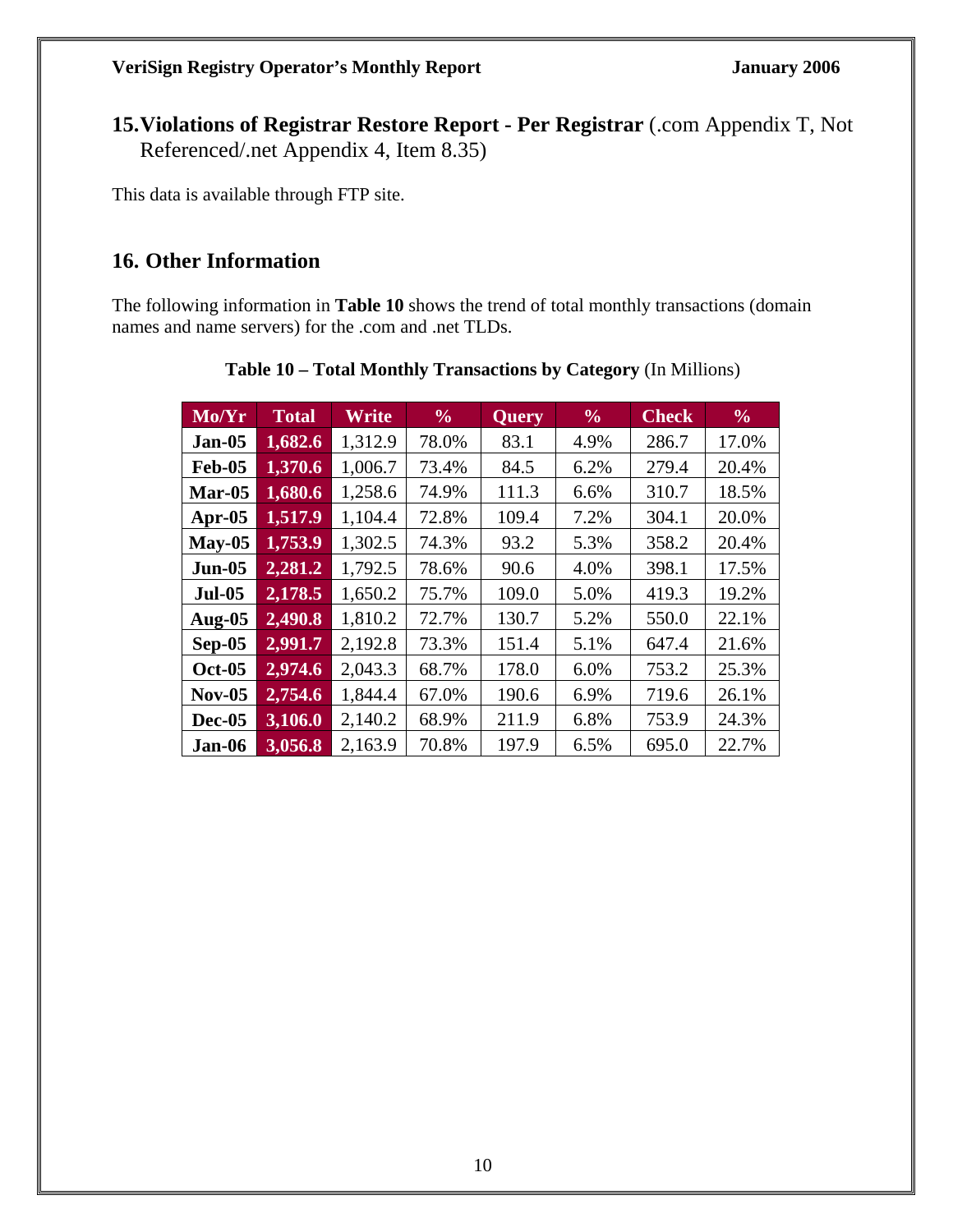## 15. Violations of Registrar Restore Report - Per Registrar (.com Appendix T, Not Referenced/.net Appendix 4, Item 8.35)

This data is available through FTP site.

## 16. Other Information

The following information in **Table 10** shows the trend of total monthly transactions (domain names and name servers) for the .com and .net TLDs.

**Table 10 – Total Monthly Transactions by Category** (In Millions)

| Mo/Yr | Total | Write | % | Query | % | Check | % |
|---|---|---|---|---|---|---|---|
| **Jan-05** | **1,682.6** | 1,312.9 | 78.0% | 83.1 | 4.9% | 286.7 | 17.0% |
| **Feb-05** | **1,370.6** | 1,006.7 | 73.4% | 84.5 | 6.2% | 279.4 | 20.4% |
| **Mar-05** | **1,680.6** | 1,258.6 | 74.9% | 111.3 | 6.6% | 310.7 | 18.5% |
| **Apr-05** | **1,517.9** | 1,104.4 | 72.8% | 109.4 | 7.2% | 304.1 | 20.0% |
| **May-05** | **1,753.9** | 1,302.5 | 74.3% | 93.2 | 5.3% | 358.2 | 20.4% |
| **Jun-05** | **2,281.2** | 1,792.5 | 78.6% | 90.6 | 4.0% | 398.1 | 17.5% |
| **Jul-05** | **2,178.5** | 1,650.2 | 75.7% | 109.0 | 5.0% | 419.3 | 19.2% |
| **Aug-05** | **2,490.8** | 1,810.2 | 72.7% | 130.7 | 5.2% | 550.0 | 22.1% |
| **Sep-05** | **2,991.7** | 2,192.8 | 73.3% | 151.4 | 5.1% | 647.4 | 21.6% |
| **Oct-05** | **2,974.6** | 2,043.3 | 68.7% | 178.0 | 6.0% | 753.2 | 25.3% |
| **Nov-05** | **2,754.6** | 1,844.4 | 67.0% | 190.6 | 6.9% | 719.6 | 26.1% |
| **Dec-05** | **3,106.0** | 2,140.2 | 68.9% | 211.9 | 6.8% | 753.9 | 24.3% |
| **Jan-06** | **3,056.8** | 2,163.9 | 70.8% | 197.9 | 6.5% | 695.0 | 22.7% |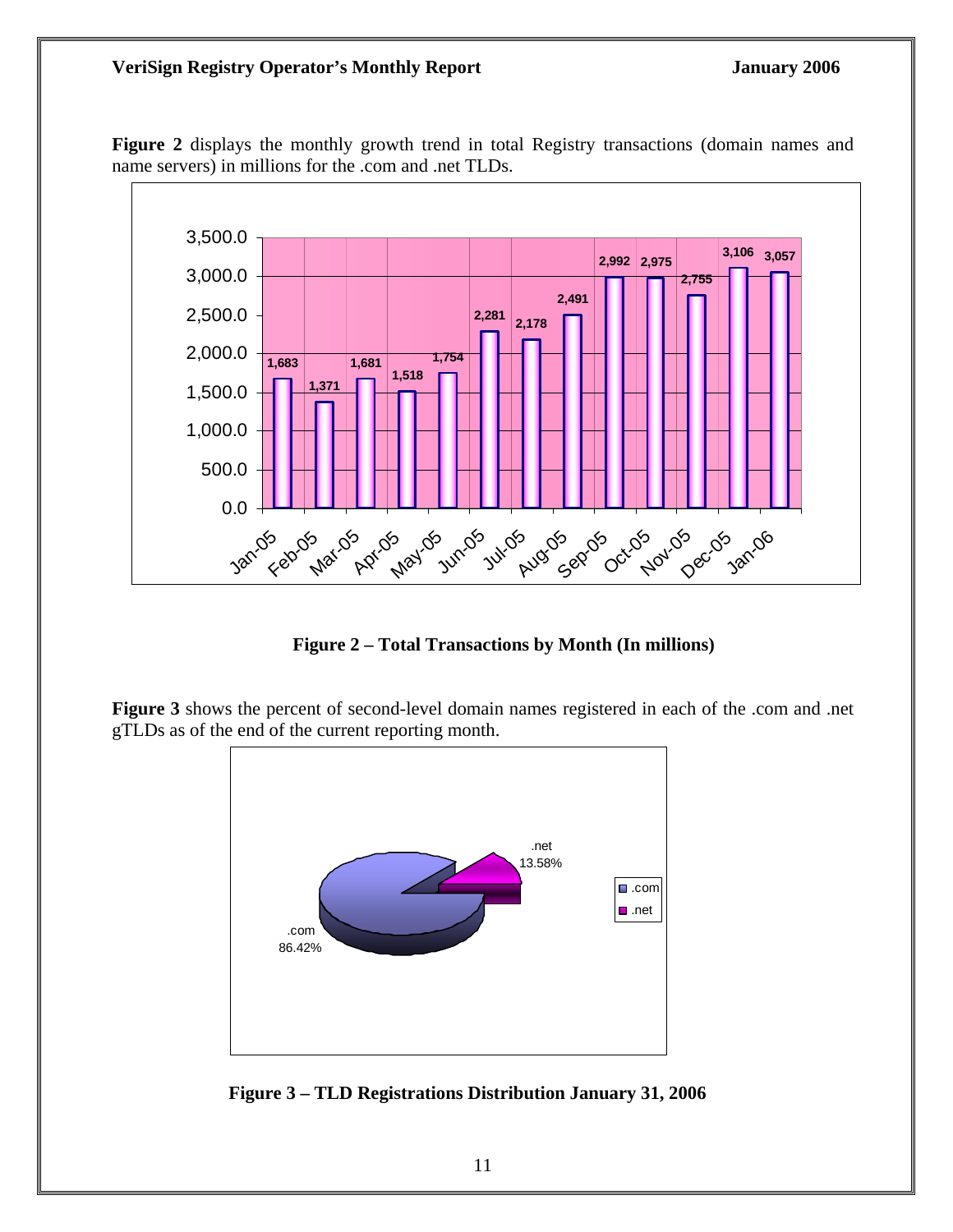**Figure 2** displays the monthly growth trend in total Registry transactions (domain names and name servers) in millions for the .com and .net TLDs.

| Month | Total Transactions |
|---|---|
| Jan-05 | 1,683 |
| Feb-05 | 1,371 |
| Mar-05 | 1,681 |
| Apr-05 | 1,518 |
| May-05 | 1,754 |
| Jun-05 | 2,281 |
| Jul-05 | 2,178 |
| Aug-05 | 2,491 |
| Sep-05 | 2,992 |
| Oct-05 | 2,975 |
| Nov-05 | 2,755 |
| Dec-05 | 3,106 |
| Jan-06 | 3,057 |

**Figure 2 – Total Transactions by Month (In millions)**

**Figure 3** shows the percent of second-level domain names registered in each of the .com and .net gTLDs as of the end of the current reporting month.

| TLD | Percent |
|---|---|
| .com | 86.42% |
| .net | 13.58% |

**Figure 3 – TLD Registrations Distribution January 31, 2006**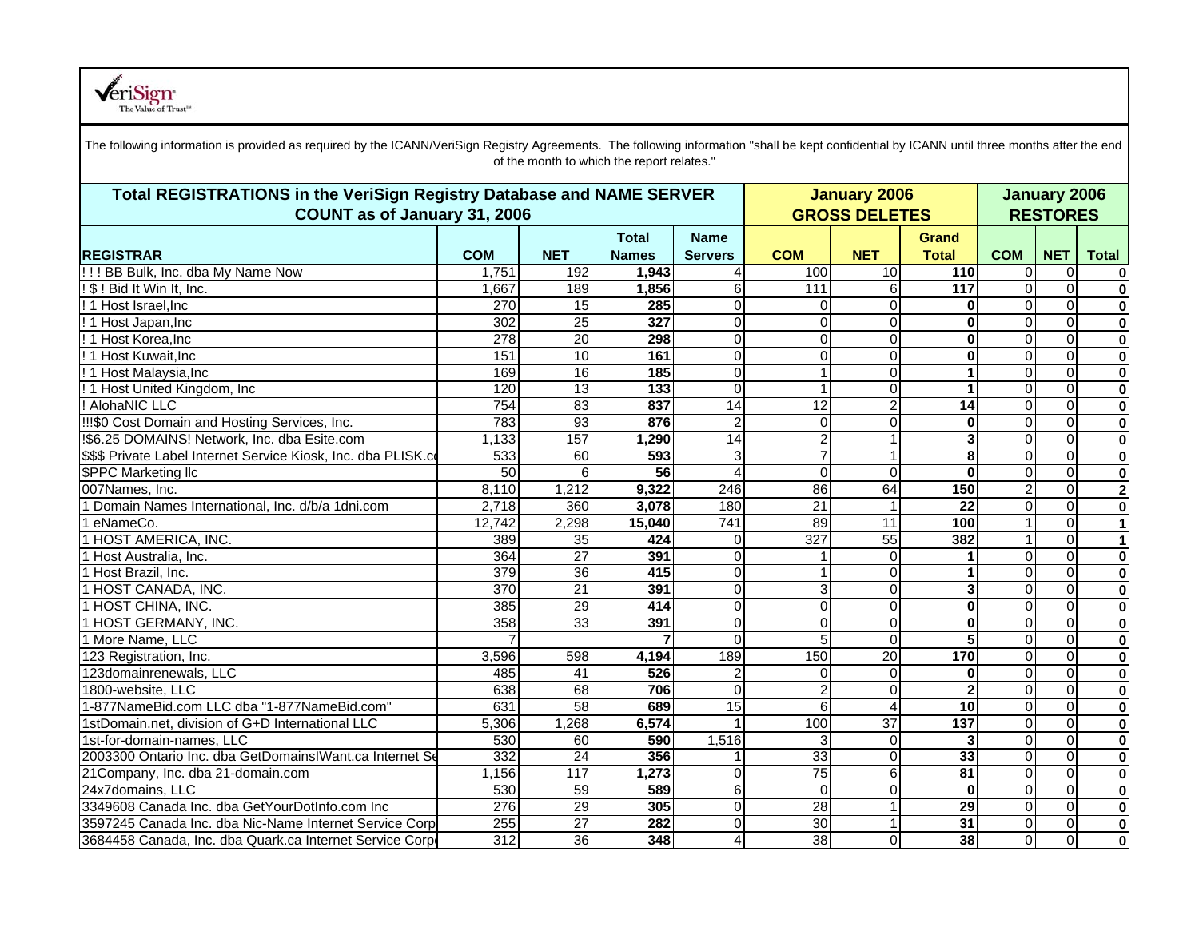VeriSign The Value of Trust

The following information is provided as required by the ICANN/VeriSign Registry Agreements. The following information "shall be kept confidential by ICANN until three months after the end of the month to which the report relates."

| Total REGISTRATIONS in the VeriSign Registry Database and NAME SERVER COUNT as of January 31, 2006 | | | | | January 2006 GROSS DELETES | | | January 2006 RESTORES | | |
|---|---|---|---|---|---|---|---|---|---|---|
| **REGISTRAR** | **COM** | **NET** | **Total Names** | **Name Servers** | **COM** | **NET** | **Grand Total** | **COM** | **NET** | **Total** |
| ! ! ! BB Bulk, Inc. dba My Name Now | 1,751 | 192 | **1,943** | 4 | 100 | 10 | **110** | 0 | 0 | **0** |
| ! $ ! Bid It Win It, Inc. | 1,667 | 189 | **1,856** | 6 | 111 | 6 | **117** | 0 | 0 | **0** |
| ! 1 Host Israel,Inc | 270 | 15 | **285** | 0 | 0 | 0 | **0** | 0 | 0 | **0** |
| ! 1 Host Japan,Inc | 302 | 25 | **327** | 0 | 0 | 0 | **0** | 0 | 0 | **0** |
| ! 1 Host Korea,Inc | 278 | 20 | **298** | 0 | 0 | 0 | **0** | 0 | 0 | **0** |
| ! 1 Host Kuwait,Inc | 151 | 10 | **161** | 0 | 0 | 0 | **0** | 0 | 0 | **0** |
| ! 1 Host Malaysia,Inc | 169 | 16 | **185** | 0 | 1 | 0 | **1** | 0 | 0 | **0** |
| ! 1 Host United Kingdom, Inc | 120 | 13 | **133** | 0 | 1 | 0 | **1** | 0 | 0 | **0** |
| ! AlohaNIC LLC | 754 | 83 | **837** | 14 | 12 | 2 | **14** | 0 | 0 | **0** |
| !!!$0 Cost Domain and Hosting Services, Inc. | 783 | 93 | **876** | 2 | 0 | 0 | **0** | 0 | 0 | **0** |
| !$6.25 DOMAINS! Network, Inc. dba Esite.com | 1,133 | 157 | **1,290** | 14 | 2 | 1 | **3** | 0 | 0 | **0** |
| $$$ Private Label Internet Service Kiosk, Inc. dba PLISK.co | 533 | 60 | **593** | 3 | 7 | 1 | **8** | 0 | 0 | **0** |
| $PPC Marketing llc | 50 | 6 | **56** | 4 | 0 | 0 | **0** | 0 | 0 | **0** |
| 007Names, Inc. | 8,110 | 1,212 | **9,322** | 246 | 86 | 64 | **150** | 2 | 0 | **2** |
| 1 Domain Names International, Inc. d/b/a 1dni.com | 2,718 | 360 | **3,078** | 180 | 21 | 1 | **22** | 0 | 0 | **0** |
| 1 eNameCo. | 12,742 | 2,298 | **15,040** | 741 | 89 | 11 | **100** | 1 | 0 | **1** |
| 1 HOST AMERICA, INC. | 389 | 35 | **424** | 0 | 327 | 55 | **382** | 1 | 0 | **1** |
| 1 Host Australia, Inc. | 364 | 27 | **391** | 0 | 1 | 0 | **1** | 0 | 0 | **0** |
| 1 Host Brazil, Inc. | 379 | 36 | **415** | 0 | 1 | 0 | **1** | 0 | 0 | **0** |
| 1 HOST CANADA, INC. | 370 | 21 | **391** | 0 | 3 | 0 | **3** | 0 | 0 | **0** |
| 1 HOST CHINA, INC. | 385 | 29 | **414** | 0 | 0 | 0 | **0** | 0 | 0 | **0** |
| 1 HOST GERMANY, INC. | 358 | 33 | **391** | 0 | 0 | 0 | **0** | 0 | 0 | **0** |
| 1 More Name, LLC | 7 | | **7** | 0 | 5 | 0 | **5** | 0 | 0 | **0** |
| 123 Registration, Inc. | 3,596 | 598 | **4,194** | 189 | 150 | 20 | **170** | 0 | 0 | **0** |
| 123domainrenewals, LLC | 485 | 41 | **526** | 2 | 0 | 0 | **0** | 0 | 0 | **0** |
| 1800-website, LLC | 638 | 68 | **706** | 0 | 2 | 0 | **2** | 0 | 0 | **0** |
| 1-877NameBid.com LLC dba "1-877NameBid.com" | 631 | 58 | **689** | 15 | 6 | 4 | **10** | 0 | 0 | **0** |
| 1stDomain.net, division of G+D International LLC | 5,306 | 1,268 | **6,574** | 1 | 100 | 37 | **137** | 0 | 0 | **0** |
| 1st-for-domain-names, LLC | 530 | 60 | **590** | 1,516 | 3 | 0 | **3** | 0 | 0 | **0** |
| 2003300 Ontario Inc. dba GetDomainsIWant.ca Internet Se | 332 | 24 | **356** | 1 | 33 | 0 | **33** | 0 | 0 | **0** |
| 21Company, Inc. dba 21-domain.com | 1,156 | 117 | **1,273** | 0 | 75 | 6 | **81** | 0 | 0 | **0** |
| 24x7domains, LLC | 530 | 59 | **589** | 6 | 0 | 0 | **0** | 0 | 0 | **0** |
| 3349608 Canada Inc. dba GetYourDotInfo.com Inc | 276 | 29 | **305** | 0 | 28 | 1 | **29** | 0 | 0 | **0** |
| 3597245 Canada Inc. dba Nic-Name Internet Service Corp | 255 | 27 | **282** | 0 | 30 | 1 | **31** | 0 | 0 | **0** |
| 3684458 Canada, Inc. dba Quark.ca Internet Service Corp | 312 | 36 | **348** | 4 | 38 | 0 | **38** | 0 | 0 | **0** |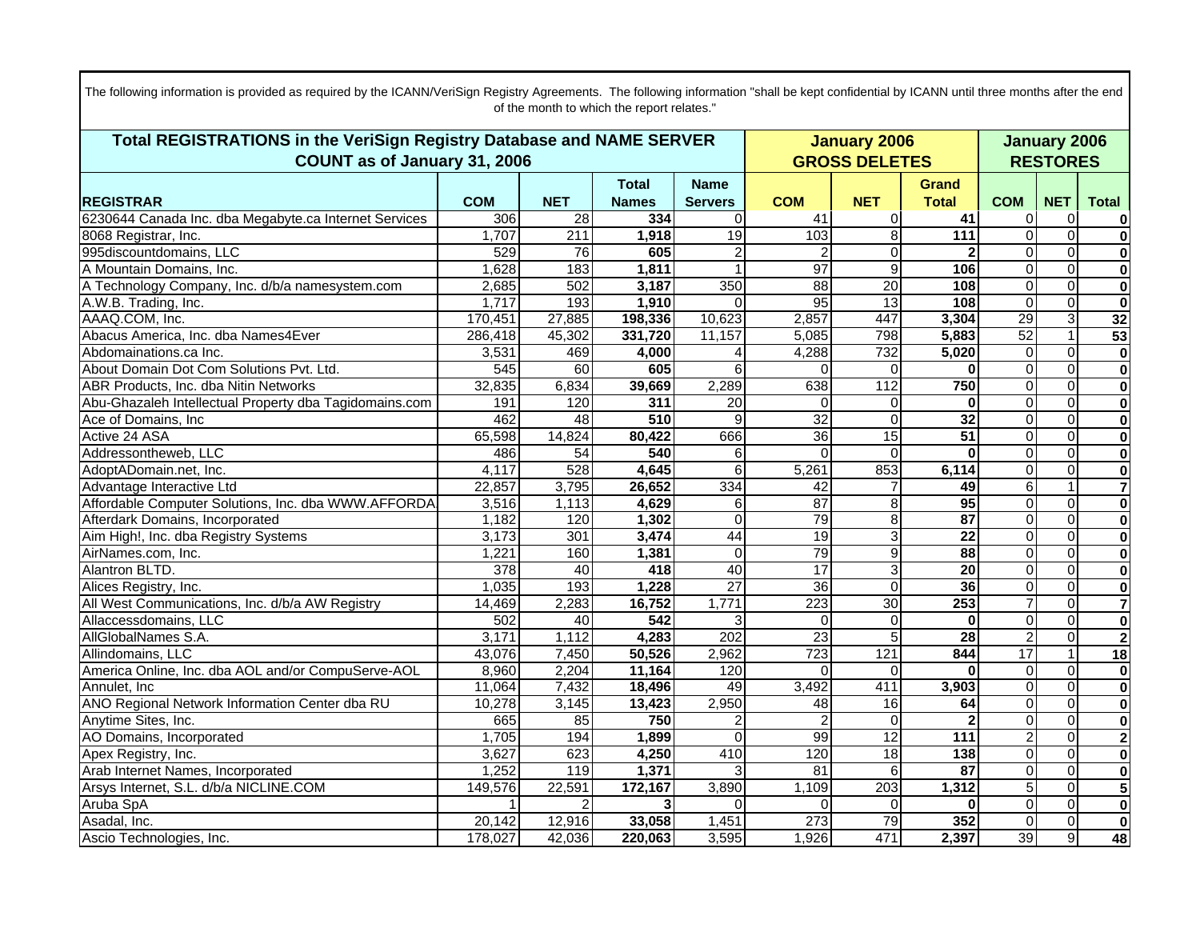The following information is provided as required by the ICANN/VeriSign Registry Agreements. The following information "shall be kept confidential by ICANN until three months after the end of the month to which the report relates."

| Total REGISTRATIONS in the VeriSign Registry Database and NAME SERVER COUNT as of January 31, 2006 | | | | | January 2006 GROSS DELETES | | | January 2006 RESTORES | | |
|---|---|---|---|---|---|---|---|---|---|---|
| **REGISTRAR** | **COM** | **NET** | **Total Names** | **Name Servers** | **COM** | **NET** | **Grand Total** | **COM** | **NET** | **Total** |
| 6230644 Canada Inc. dba Megabyte.ca Internet Services | 306 | 28 | **334** | 0 | 41 | 0 | **41** | 0 | 0 | **0** |
| 8068 Registrar, Inc. | 1,707 | 211 | **1,918** | 19 | 103 | 8 | **111** | 0 | 0 | **0** |
| 995discountdomains, LLC | 529 | 76 | **605** | 2 | 2 | 0 | **2** | 0 | 0 | **0** |
| A Mountain Domains, Inc. | 1,628 | 183 | **1,811** | 1 | 97 | 9 | **106** | 0 | 0 | **0** |
| A Technology Company, Inc. d/b/a namesystem.com | 2,685 | 502 | **3,187** | 350 | 88 | 20 | **108** | 0 | 0 | **0** |
| A.W.B. Trading, Inc. | 1,717 | 193 | **1,910** | 0 | 95 | 13 | **108** | 0 | 0 | **0** |
| AAAQ.COM, Inc. | 170,451 | 27,885 | **198,336** | 10,623 | 2,857 | 447 | **3,304** | 29 | 3 | **32** |
| Abacus America, Inc. dba Names4Ever | 286,418 | 45,302 | **331,720** | 11,157 | 5,085 | 798 | **5,883** | 52 | 1 | **53** |
| Abdomainations.ca Inc. | 3,531 | 469 | **4,000** | 4 | 4,288 | 732 | **5,020** | 0 | 0 | **0** |
| About Domain Dot Com Solutions Pvt. Ltd. | 545 | 60 | **605** | 6 | 0 | 0 | **0** | 0 | 0 | **0** |
| ABR Products, Inc. dba Nitin Networks | 32,835 | 6,834 | **39,669** | 2,289 | 638 | 112 | **750** | 0 | 0 | **0** |
| Abu-Ghazaleh Intellectual Property dba Tagidomains.com | 191 | 120 | **311** | 20 | 0 | 0 | **0** | 0 | 0 | **0** |
| Ace of Domains, Inc | 462 | 48 | **510** | 9 | 32 | 0 | **32** | 0 | 0 | **0** |
| Active 24 ASA | 65,598 | 14,824 | **80,422** | 666 | 36 | 15 | **51** | 0 | 0 | **0** |
| Addressontheweb, LLC | 486 | 54 | **540** | 6 | 0 | 0 | **0** | 0 | 0 | **0** |
| AdoptADomain.net, Inc. | 4,117 | 528 | **4,645** | 6 | 5,261 | 853 | **6,114** | 0 | 0 | **0** |
| Advantage Interactive Ltd | 22,857 | 3,795 | **26,652** | 334 | 42 | 7 | **49** | 6 | 1 | **7** |
| Affordable Computer Solutions, Inc. dba WWW.AFFORDA | 3,516 | 1,113 | **4,629** | 6 | 87 | 8 | **95** | 0 | 0 | **0** |
| Afterdark Domains, Incorporated | 1,182 | 120 | **1,302** | 0 | 79 | 8 | **87** | 0 | 0 | **0** |
| Aim High!, Inc. dba Registry Systems | 3,173 | 301 | **3,474** | 44 | 19 | 3 | **22** | 0 | 0 | **0** |
| AirNames.com, Inc. | 1,221 | 160 | **1,381** | 0 | 79 | 9 | **88** | 0 | 0 | **0** |
| Alantron BLTD. | 378 | 40 | **418** | 40 | 17 | 3 | **20** | 0 | 0 | **0** |
| Alices Registry, Inc. | 1,035 | 193 | **1,228** | 27 | 36 | 0 | **36** | 0 | 0 | **0** |
| All West Communications, Inc. d/b/a AW Registry | 14,469 | 2,283 | **16,752** | 1,771 | 223 | 30 | **253** | 7 | 0 | **7** |
| Allaccessdomains, LLC | 502 | 40 | **542** | 3 | 0 | 0 | **0** | 0 | 0 | **0** |
| AllGlobalNames S.A. | 3,171 | 1,112 | **4,283** | 202 | 23 | 5 | **28** | 2 | 0 | **2** |
| Allindomains, LLC | 43,076 | 7,450 | **50,526** | 2,962 | 723 | 121 | **844** | 17 | 1 | **18** |
| America Online, Inc. dba AOL and/or CompuServe-AOL | 8,960 | 2,204 | **11,164** | 120 | 0 | 0 | **0** | 0 | 0 | **0** |
| Annulet, Inc | 11,064 | 7,432 | **18,496** | 49 | 3,492 | 411 | **3,903** | 0 | 0 | **0** |
| ANO Regional Network Information Center dba RU | 10,278 | 3,145 | **13,423** | 2,950 | 48 | 16 | **64** | 0 | 0 | **0** |
| Anytime Sites, Inc. | 665 | 85 | **750** | 2 | 2 | 0 | **2** | 0 | 0 | **0** |
| AO Domains, Incorporated | 1,705 | 194 | **1,899** | 0 | 99 | 12 | **111** | 2 | 0 | **2** |
| Apex Registry, Inc. | 3,627 | 623 | **4,250** | 410 | 120 | 18 | **138** | 0 | 0 | **0** |
| Arab Internet Names, Incorporated | 1,252 | 119 | **1,371** | 3 | 81 | 6 | **87** | 0 | 0 | **0** |
| Arsys Internet, S.L. d/b/a NICLINE.COM | 149,576 | 22,591 | **172,167** | 3,890 | 1,109 | 203 | **1,312** | 5 | 0 | **5** |
| Aruba SpA | 1 | 2 | **3** | 0 | 0 | 0 | **0** | 0 | 0 | **0** |
| Asadal, Inc. | 20,142 | 12,916 | **33,058** | 1,451 | 273 | 79 | **352** | 0 | 0 | **0** |
| Ascio Technologies, Inc. | 178,027 | 42,036 | **220,063** | 3,595 | 1,926 | 471 | **2,397** | 39 | 9 | **48** |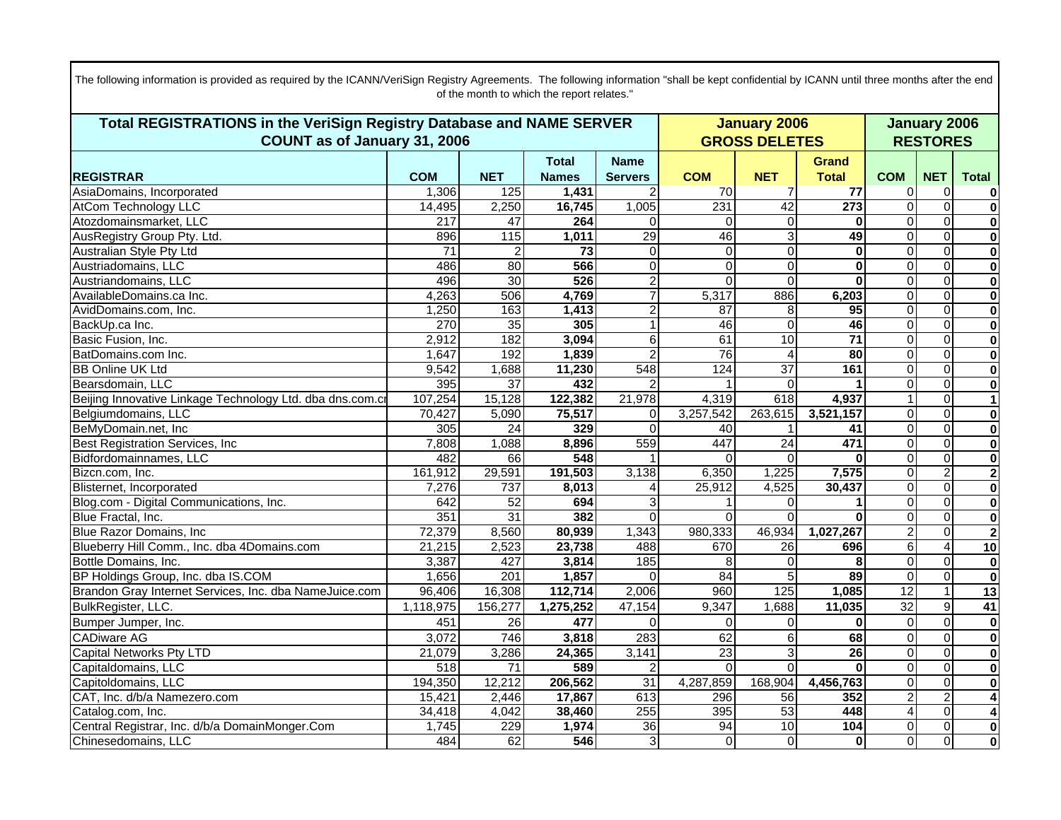The following information is provided as required by the ICANN/VeriSign Registry Agreements. The following information "shall be kept confidential by ICANN until three months after the end of the month to which the report relates."

| Total REGISTRATIONS in the VeriSign Registry Database and NAME SERVER COUNT as of January 31, 2006 | | | | | January 2006 GROSS DELETES | | | January 2006 RESTORES | | |
|---|---|---|---|---|---|---|---|---|---|---|
| **REGISTRAR** | **COM** | **NET** | **Total Names** | **Name Servers** | **COM** | **NET** | **Grand Total** | **COM** | **NET** | **Total** |
| AsiaDomains, Incorporated | 1,306 | 125 | **1,431** | 2 | 70 | 7 | **77** | 0 | 0 | **0** |
| AtCom Technology LLC | 14,495 | 2,250 | **16,745** | 1,005 | 231 | 42 | **273** | 0 | 0 | **0** |
| Atozdomainsmarket, LLC | 217 | 47 | **264** | 0 | 0 | 0 | **0** | 0 | 0 | **0** |
| AusRegistry Group Pty. Ltd. | 896 | 115 | **1,011** | 29 | 46 | 3 | **49** | 0 | 0 | **0** |
| Australian Style Pty Ltd | 71 | 2 | **73** | 0 | 0 | 0 | **0** | 0 | 0 | **0** |
| Austriadomains, LLC | 486 | 80 | **566** | 0 | 0 | 0 | **0** | 0 | 0 | **0** |
| Austriandomains, LLC | 496 | 30 | **526** | 2 | 0 | 0 | **0** | 0 | 0 | **0** |
| AvailableDomains.ca Inc. | 4,263 | 506 | **4,769** | 7 | 5,317 | 886 | **6,203** | 0 | 0 | **0** |
| AvidDomains.com, Inc. | 1,250 | 163 | **1,413** | 2 | 87 | 8 | **95** | 0 | 0 | **0** |
| BackUp.ca Inc. | 270 | 35 | **305** | 1 | 46 | 0 | **46** | 0 | 0 | **0** |
| Basic Fusion, Inc. | 2,912 | 182 | **3,094** | 6 | 61 | 10 | **71** | 0 | 0 | **0** |
| BatDomains.com Inc. | 1,647 | 192 | **1,839** | 2 | 76 | 4 | **80** | 0 | 0 | **0** |
| BB Online UK Ltd | 9,542 | 1,688 | **11,230** | 548 | 124 | 37 | **161** | 0 | 0 | **0** |
| Bearsdomain, LLC | 395 | 37 | **432** | 2 | 1 | 0 | **1** | 0 | 0 | **0** |
| Beijing Innovative Linkage Technology Ltd. dba dns.com.cn | 107,254 | 15,128 | **122,382** | 21,978 | 4,319 | 618 | **4,937** | 1 | 0 | **1** |
| Belgiumdomains, LLC | 70,427 | 5,090 | **75,517** | 0 | 3,257,542 | 263,615 | **3,521,157** | 0 | 0 | **0** |
| BeMyDomain.net, Inc | 305 | 24 | **329** | 0 | 40 | 1 | **41** | 0 | 0 | **0** |
| Best Registration Services, Inc | 7,808 | 1,088 | **8,896** | 559 | 447 | 24 | **471** | 0 | 0 | **0** |
| Bidfordomainnames, LLC | 482 | 66 | **548** | 1 | 0 | 0 | **0** | 0 | 0 | **0** |
| Bizcn.com, Inc. | 161,912 | 29,591 | **191,503** | 3,138 | 6,350 | 1,225 | **7,575** | 0 | 2 | **2** |
| Blisternet, Incorporated | 7,276 | 737 | **8,013** | 4 | 25,912 | 4,525 | **30,437** | 0 | 0 | **0** |
| Blog.com - Digital Communications, Inc. | 642 | 52 | **694** | 3 | 1 | 0 | **1** | 0 | 0 | **0** |
| Blue Fractal, Inc. | 351 | 31 | **382** | 0 | 0 | 0 | **0** | 0 | 0 | **0** |
| Blue Razor Domains, Inc | 72,379 | 8,560 | **80,939** | 1,343 | 980,333 | 46,934 | **1,027,267** | 2 | 0 | **2** |
| Blueberry Hill Comm., Inc. dba 4Domains.com | 21,215 | 2,523 | **23,738** | 488 | 670 | 26 | **696** | 6 | 4 | **10** |
| Bottle Domains, Inc. | 3,387 | 427 | **3,814** | 185 | 8 | 0 | **8** | 0 | 0 | **0** |
| BP Holdings Group, Inc. dba IS.COM | 1,656 | 201 | **1,857** | 0 | 84 | 5 | **89** | 0 | 0 | **0** |
| Brandon Gray Internet Services, Inc. dba NameJuice.com | 96,406 | 16,308 | **112,714** | 2,006 | 960 | 125 | **1,085** | 12 | 1 | **13** |
| BulkRegister, LLC. | 1,118,975 | 156,277 | **1,275,252** | 47,154 | 9,347 | 1,688 | **11,035** | 32 | 9 | **41** |
| Bumper Jumper, Inc. | 451 | 26 | **477** | 0 | 0 | 0 | **0** | 0 | 0 | **0** |
| CADiware AG | 3,072 | 746 | **3,818** | 283 | 62 | 6 | **68** | 0 | 0 | **0** |
| Capital Networks Pty LTD | 21,079 | 3,286 | **24,365** | 3,141 | 23 | 3 | **26** | 0 | 0 | **0** |
| Capitaldomains, LLC | 518 | 71 | **589** | 2 | 0 | 0 | **0** | 0 | 0 | **0** |
| Capitoldomains, LLC | 194,350 | 12,212 | **206,562** | 31 | 4,287,859 | 168,904 | **4,456,763** | 0 | 0 | **0** |
| CAT, Inc. d/b/a Namezero.com | 15,421 | 2,446 | **17,867** | 613 | 296 | 56 | **352** | 2 | 2 | **4** |
| Catalog.com, Inc. | 34,418 | 4,042 | **38,460** | 255 | 395 | 53 | **448** | 4 | 0 | **4** |
| Central Registrar, Inc. d/b/a DomainMonger.Com | 1,745 | 229 | **1,974** | 36 | 94 | 10 | **104** | 0 | 0 | **0** |
| Chinesedomains, LLC | 484 | 62 | **546** | 3 | 0 | 0 | **0** | 0 | 0 | **0** |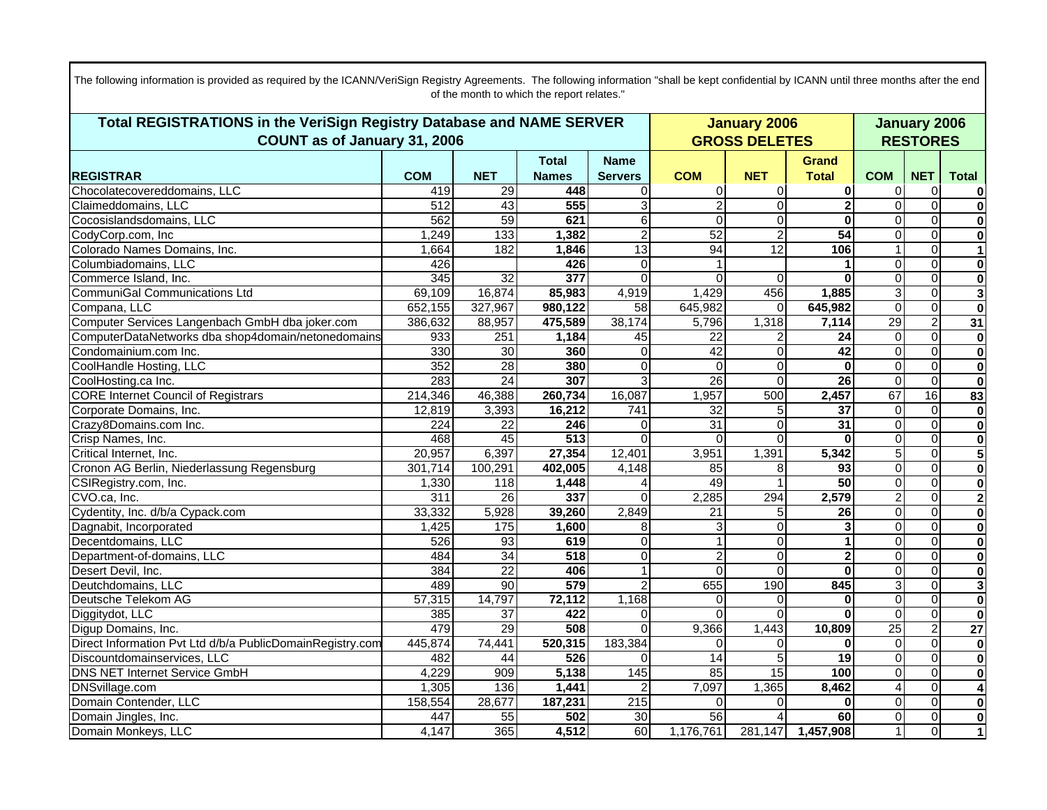The following information is provided as required by the ICANN/VeriSign Registry Agreements. The following information "shall be kept confidential by ICANN until three months after the end of the month to which the report relates."

| Total REGISTRATIONS in the VeriSign Registry Database and NAME SERVER COUNT as of January 31, 2006 | | | | | January 2006 GROSS DELETES | | | January 2006 RESTORES | | |
|---|---|---|---|---|---|---|---|---|---|---|
| **REGISTRAR** | **COM** | **NET** | **Total Names** | **Name Servers** | **COM** | **NET** | **Grand Total** | **COM** | **NET** | **Total** |
| Chocolatecovereddomains, LLC | 419 | 29 | **448** | 0 | 0 | 0 | **0** | 0 | 0 | **0** |
| Claimeddomains, LLC | 512 | 43 | **555** | 3 | 2 | 0 | **2** | 0 | 0 | **0** |
| Cocosislandsdomains, LLC | 562 | 59 | **621** | 6 | 0 | 0 | **0** | 0 | 0 | **0** |
| CodyCorp.com, Inc | 1,249 | 133 | **1,382** | 2 | 52 | 2 | **54** | 0 | 0 | **0** |
| Colorado Names Domains, Inc. | 1,664 | 182 | **1,846** | 13 | 94 | 12 | **106** | 1 | 0 | **1** |
| Columbiadomains, LLC | 426 | | **426** | 0 | 1 | | **1** | 0 | 0 | **0** |
| Commerce Island, Inc. | 345 | 32 | **377** | 0 | 0 | 0 | **0** | 0 | 0 | **0** |
| CommuniGal Communications Ltd | 69,109 | 16,874 | **85,983** | 4,919 | 1,429 | 456 | **1,885** | 3 | 0 | **3** |
| Compana, LLC | 652,155 | 327,967 | **980,122** | 58 | 645,982 | 0 | **645,982** | 0 | 0 | **0** |
| Computer Services Langenbach GmbH dba joker.com | 386,632 | 88,957 | **475,589** | 38,174 | 5,796 | 1,318 | **7,114** | 29 | 2 | **31** |
| ComputerDataNetworks dba shop4domain/netonedomains | 933 | 251 | **1,184** | 45 | 22 | 2 | **24** | 0 | 0 | **0** |
| Condomainium.com Inc. | 330 | 30 | **360** | 0 | 42 | 0 | **42** | 0 | 0 | **0** |
| CoolHandle Hosting, LLC | 352 | 28 | **380** | 0 | 0 | 0 | **0** | 0 | 0 | **0** |
| CoolHosting.ca Inc. | 283 | 24 | **307** | 3 | 26 | 0 | **26** | 0 | 0 | **0** |
| CORE Internet Council of Registrars | 214,346 | 46,388 | **260,734** | 16,087 | 1,957 | 500 | **2,457** | 67 | 16 | **83** |
| Corporate Domains, Inc. | 12,819 | 3,393 | **16,212** | 741 | 32 | 5 | **37** | 0 | 0 | **0** |
| Crazy8Domains.com Inc. | 224 | 22 | **246** | 0 | 31 | 0 | **31** | 0 | 0 | **0** |
| Crisp Names, Inc. | 468 | 45 | **513** | 0 | 0 | 0 | **0** | 0 | 0 | **0** |
| Critical Internet, Inc. | 20,957 | 6,397 | **27,354** | 12,401 | 3,951 | 1,391 | **5,342** | 5 | 0 | **5** |
| Cronon AG Berlin, Niederlassung Regensburg | 301,714 | 100,291 | **402,005** | 4,148 | 85 | 8 | **93** | 0 | 0 | **0** |
| CSIRegistry.com, Inc. | 1,330 | 118 | **1,448** | 4 | 49 | 1 | **50** | 0 | 0 | **0** |
| CVO.ca, Inc. | 311 | 26 | **337** | 0 | 2,285 | 294 | **2,579** | 2 | 0 | **2** |
| Cydentity, Inc. d/b/a Cypack.com | 33,332 | 5,928 | **39,260** | 2,849 | 21 | 5 | **26** | 0 | 0 | **0** |
| Dagnabit, Incorporated | 1,425 | 175 | **1,600** | 8 | 3 | 0 | **3** | 0 | 0 | **0** |
| Decentdomains, LLC | 526 | 93 | **619** | 0 | 1 | 0 | **1** | 0 | 0 | **0** |
| Department-of-domains, LLC | 484 | 34 | **518** | 0 | 2 | 0 | **2** | 0 | 0 | **0** |
| Desert Devil, Inc. | 384 | 22 | **406** | 1 | 0 | 0 | **0** | 0 | 0 | **0** |
| Deutchdomains, LLC | 489 | 90 | **579** | 2 | 655 | 190 | **845** | 3 | 0 | **3** |
| Deutsche Telekom AG | 57,315 | 14,797 | **72,112** | 1,168 | 0 | 0 | **0** | 0 | 0 | **0** |
| Diggitydot, LLC | 385 | 37 | **422** | 0 | 0 | 0 | **0** | 0 | 0 | **0** |
| Digup Domains, Inc. | 479 | 29 | **508** | 0 | 9,366 | 1,443 | **10,809** | 25 | 2 | **27** |
| Direct Information Pvt Ltd d/b/a PublicDomainRegistry.com | 445,874 | 74,441 | **520,315** | 183,384 | 0 | 0 | **0** | 0 | 0 | **0** |
| Discountdomainservices, LLC | 482 | 44 | **526** | 0 | 14 | 5 | **19** | 0 | 0 | **0** |
| DNS NET Internet Service GmbH | 4,229 | 909 | **5,138** | 145 | 85 | 15 | **100** | 0 | 0 | **0** |
| DNSvillage.com | 1,305 | 136 | **1,441** | 2 | 7,097 | 1,365 | **8,462** | 4 | 0 | **4** |
| Domain Contender, LLC | 158,554 | 28,677 | **187,231** | 215 | 0 | 0 | **0** | 0 | 0 | **0** |
| Domain Jingles, Inc. | 447 | 55 | **502** | 30 | 56 | 4 | **60** | 0 | 0 | **0** |
| Domain Monkeys, LLC | 4,147 | 365 | **4,512** | 60 | 1,176,761 | 281,147 | **1,457,908** | 1 | 0 | **1** |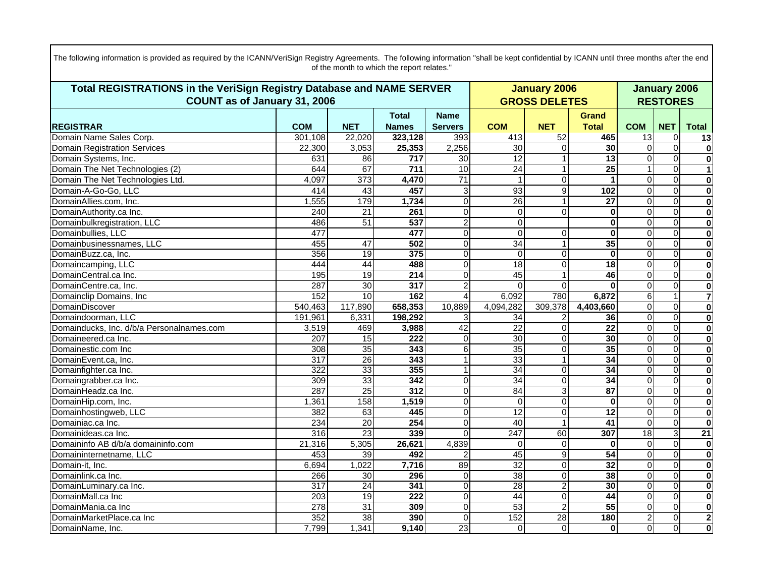The following information is provided as required by the ICANN/VeriSign Registry Agreements. The following information "shall be kept confidential by ICANN until three months after the end of the month to which the report relates."

| Total REGISTRATIONS in the VeriSign Registry Database and NAME SERVER COUNT as of January 31, 2006 | | | | | January 2006 GROSS DELETES | | | January 2006 RESTORES | | |
|---|---|---|---|---|---|---|---|---|---|---|
| **REGISTRAR** | **COM** | **NET** | **Total Names** | **Name Servers** | **COM** | **NET** | **Grand Total** | **COM** | **NET** | **Total** |
| Domain Name Sales Corp. | 301,108 | 22,020 | **323,128** | 393 | 413 | 52 | **465** | 13 | 0 | **13** |
| Domain Registration Services | 22,300 | 3,053 | **25,353** | 2,256 | 30 | 0 | **30** | 0 | 0 | **0** |
| Domain Systems, Inc. | 631 | 86 | **717** | 30 | 12 | 1 | **13** | 0 | 0 | **0** |
| Domain The Net Technologies (2) | 644 | 67 | **711** | 10 | 24 | 1 | **25** | 1 | 0 | **1** |
| Domain The Net Technologies Ltd. | 4,097 | 373 | **4,470** | 71 | 1 | 0 | **1** | 0 | 0 | **0** |
| Domain-A-Go-Go, LLC | 414 | 43 | **457** | 3 | 93 | 9 | **102** | 0 | 0 | **0** |
| DomainAllies.com, Inc. | 1,555 | 179 | **1,734** | 0 | 26 | 1 | **27** | 0 | 0 | **0** |
| DomainAuthority.ca Inc. | 240 | 21 | **261** | 0 | 0 | 0 | **0** | 0 | 0 | **0** |
| Domainbulkregistration, LLC | 486 | 51 | **537** | 2 | 0 | | **0** | 0 | 0 | **0** |
| Domainbullies, LLC | 477 | | **477** | 0 | 0 | 0 | **0** | 0 | 0 | **0** |
| Domainbusinessnames, LLC | 455 | 47 | **502** | 0 | 34 | 1 | **35** | 0 | 0 | **0** |
| DomainBuzz.ca, Inc. | 356 | 19 | **375** | 0 | 0 | 0 | **0** | 0 | 0 | **0** |
| Domaincamping, LLC | 444 | 44 | **488** | 0 | 18 | 0 | **18** | 0 | 0 | **0** |
| DomainCentral.ca Inc. | 195 | 19 | **214** | 0 | 45 | 1 | **46** | 0 | 0 | **0** |
| DomainCentre.ca, Inc. | 287 | 30 | **317** | 2 | 0 | 0 | **0** | 0 | 0 | **0** |
| Domainclip Domains, Inc | 152 | 10 | **162** | 4 | 6,092 | 780 | **6,872** | 6 | 1 | **7** |
| DomainDiscover | 540,463 | 117,890 | **658,353** | 10,889 | 4,094,282 | 309,378 | **4,403,660** | 0 | 0 | **0** |
| Domaindoorman, LLC | 191,961 | 6,331 | **198,292** | 3 | 34 | 2 | **36** | 0 | 0 | **0** |
| Domainducks, Inc. d/b/a Personalnames.com | 3,519 | 469 | **3,988** | 42 | 22 | 0 | **22** | 0 | 0 | **0** |
| Domaineered.ca Inc. | 207 | 15 | **222** | 0 | 30 | 0 | **30** | 0 | 0 | **0** |
| Domainestic.com Inc | 308 | 35 | **343** | 6 | 35 | 0 | **35** | 0 | 0 | **0** |
| DomainEvent.ca, Inc. | 317 | 26 | **343** | 1 | 33 | 1 | **34** | 0 | 0 | **0** |
| Domainfighter.ca Inc. | 322 | 33 | **355** | 1 | 34 | 0 | **34** | 0 | 0 | **0** |
| Domaingrabber.ca Inc. | 309 | 33 | **342** | 0 | 34 | 0 | **34** | 0 | 0 | **0** |
| DomainHeadz.ca Inc. | 287 | 25 | **312** | 0 | 84 | 3 | **87** | 0 | 0 | **0** |
| DomainHip.com, Inc. | 1,361 | 158 | **1,519** | 0 | 0 | 0 | **0** | 0 | 0 | **0** |
| Domainhostingweb, LLC | 382 | 63 | **445** | 0 | 12 | 0 | **12** | 0 | 0 | **0** |
| Domainiac.ca Inc. | 234 | 20 | **254** | 0 | 40 | 1 | **41** | 0 | 0 | **0** |
| Domainideas.ca Inc. | 316 | 23 | **339** | 0 | 247 | 60 | **307** | 18 | 3 | **21** |
| Domaininfo AB d/b/a domaininfo.com | 21,316 | 5,305 | **26,621** | 4,839 | 0 | 0 | **0** | 0 | 0 | **0** |
| Domaininternetname, LLC | 453 | 39 | **492** | 2 | 45 | 9 | **54** | 0 | 0 | **0** |
| Domain-it, Inc. | 6,694 | 1,022 | **7,716** | 89 | 32 | 0 | **32** | 0 | 0 | **0** |
| Domainlink.ca Inc. | 266 | 30 | **296** | 0 | 38 | 0 | **38** | 0 | 0 | **0** |
| DomainLuminary.ca Inc. | 317 | 24 | **341** | 0 | 28 | 2 | **30** | 0 | 0 | **0** |
| DomainMall.ca Inc | 203 | 19 | **222** | 0 | 44 | 0 | **44** | 0 | 0 | **0** |
| DomainMania.ca Inc | 278 | 31 | **309** | 0 | 53 | 2 | **55** | 0 | 0 | **0** |
| DomainMarketPlace.ca Inc | 352 | 38 | **390** | 0 | 152 | 28 | **180** | 2 | 0 | **2** |
| DomainName, Inc. | 7,799 | 1,341 | **9,140** | 23 | 0 | 0 | **0** | 0 | 0 | **0** |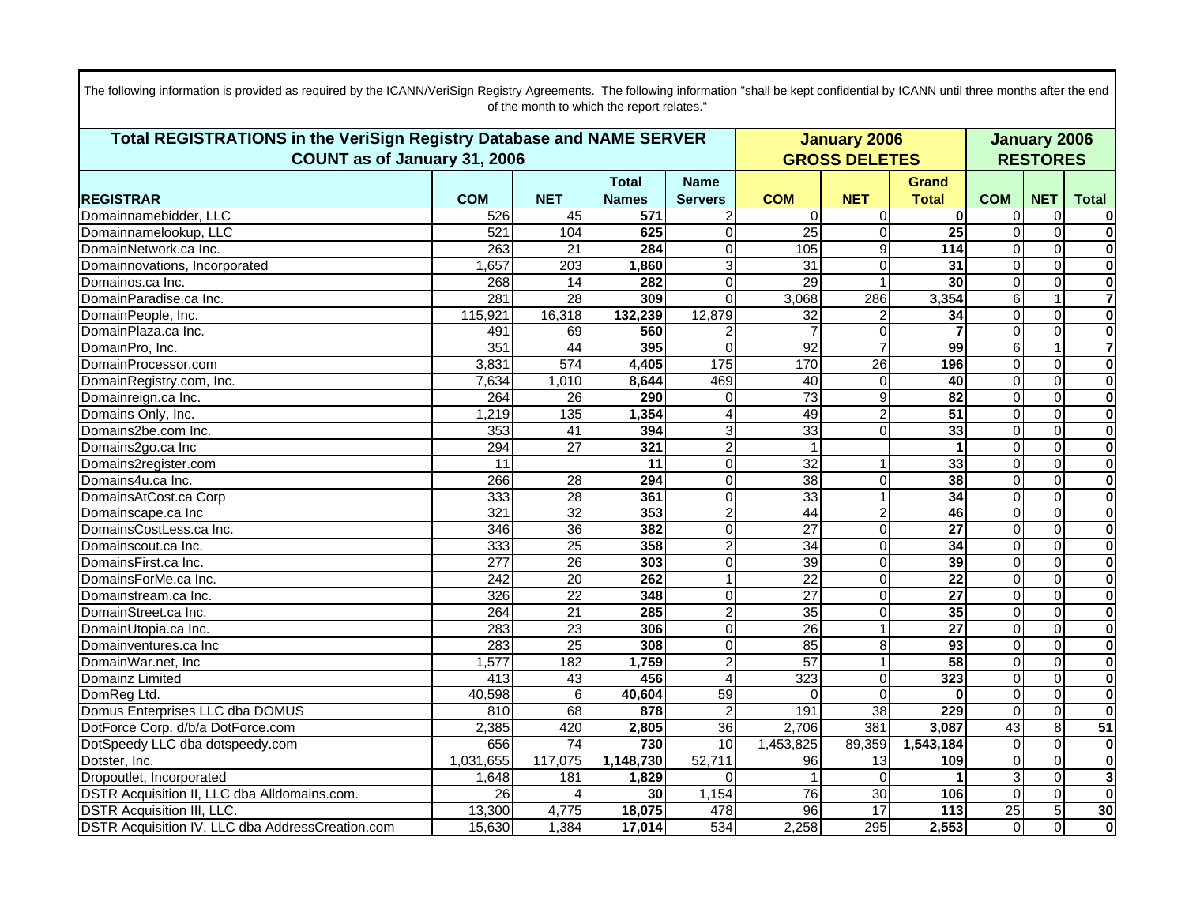The following information is provided as required by the ICANN/VeriSign Registry Agreements. The following information "shall be kept confidential by ICANN until three months after the end of the month to which the report relates."

| Total REGISTRATIONS in the VeriSign Registry Database and NAME SERVER COUNT as of January 31, 2006 | | | | | January 2006 GROSS DELETES | | | January 2006 RESTORES | | |
|---|---|---|---|---|---|---|---|---|---|---|
| **REGISTRAR** | **COM** | **NET** | **Total Names** | **Name Servers** | **COM** | **NET** | **Grand Total** | **COM** | **NET** | **Total** |
| Domainnamebidder, LLC | 526 | 45 | **571** | 2 | 0 | 0 | **0** | 0 | 0 | **0** |
| Domainnamelookup, LLC | 521 | 104 | **625** | 0 | 25 | 0 | **25** | 0 | 0 | **0** |
| DomainNetwork.ca Inc. | 263 | 21 | **284** | 0 | 105 | 9 | **114** | 0 | 0 | **0** |
| Domainnovations, Incorporated | 1,657 | 203 | **1,860** | 3 | 31 | 0 | **31** | 0 | 0 | **0** |
| Domainos.ca Inc. | 268 | 14 | **282** | 0 | 29 | 1 | **30** | 0 | 0 | **0** |
| DomainParadise.ca Inc. | 281 | 28 | **309** | 0 | 3,068 | 286 | **3,354** | 6 | 1 | **7** |
| DomainPeople, Inc. | 115,921 | 16,318 | **132,239** | 12,879 | 32 | 2 | **34** | 0 | 0 | **0** |
| DomainPlaza.ca Inc. | 491 | 69 | **560** | 2 | 7 | 0 | **7** | 0 | 0 | **0** |
| DomainPro, Inc. | 351 | 44 | **395** | 0 | 92 | 7 | **99** | 6 | 1 | **7** |
| DomainProcessor.com | 3,831 | 574 | **4,405** | 175 | 170 | 26 | **196** | 0 | 0 | **0** |
| DomainRegistry.com, Inc. | 7,634 | 1,010 | **8,644** | 469 | 40 | 0 | **40** | 0 | 0 | **0** |
| Domainreign.ca Inc. | 264 | 26 | **290** | 0 | 73 | 9 | **82** | 0 | 0 | **0** |
| Domains Only, Inc. | 1,219 | 135 | **1,354** | 4 | 49 | 2 | **51** | 0 | 0 | **0** |
| Domains2be.com Inc. | 353 | 41 | **394** | 3 | 33 | 0 | **33** | 0 | 0 | **0** |
| Domains2go.ca Inc | 294 | 27 | **321** | 2 | 1 | | **1** | 0 | 0 | **0** |
| Domains2register.com | 11 | | **11** | 0 | 32 | 1 | **33** | 0 | 0 | **0** |
| Domains4u.ca Inc. | 266 | 28 | **294** | 0 | 38 | 0 | **38** | 0 | 0 | **0** |
| DomainsAtCost.ca Corp | 333 | 28 | **361** | 0 | 33 | 1 | **34** | 0 | 0 | **0** |
| Domainscape.ca Inc | 321 | 32 | **353** | 2 | 44 | 2 | **46** | 0 | 0 | **0** |
| DomainsCostLess.ca Inc. | 346 | 36 | **382** | 0 | 27 | 0 | **27** | 0 | 0 | **0** |
| Domainscout.ca Inc. | 333 | 25 | **358** | 2 | 34 | 0 | **34** | 0 | 0 | **0** |
| DomainsFirst.ca Inc. | 277 | 26 | **303** | 0 | 39 | 0 | **39** | 0 | 0 | **0** |
| DomainsForMe.ca Inc. | 242 | 20 | **262** | 1 | 22 | 0 | **22** | 0 | 0 | **0** |
| Domainstream.ca Inc. | 326 | 22 | **348** | 0 | 27 | 0 | **27** | 0 | 0 | **0** |
| DomainStreet.ca Inc. | 264 | 21 | **285** | 2 | 35 | 0 | **35** | 0 | 0 | **0** |
| DomainUtopia.ca Inc. | 283 | 23 | **306** | 0 | 26 | 1 | **27** | 0 | 0 | **0** |
| Domainventures.ca Inc | 283 | 25 | **308** | 0 | 85 | 8 | **93** | 0 | 0 | **0** |
| DomainWar.net, Inc | 1,577 | 182 | **1,759** | 2 | 57 | 1 | **58** | 0 | 0 | **0** |
| Domainz Limited | 413 | 43 | **456** | 4 | 323 | 0 | **323** | 0 | 0 | **0** |
| DomReg Ltd. | 40,598 | 6 | **40,604** | 59 | 0 | 0 | **0** | 0 | 0 | **0** |
| Domus Enterprises LLC dba DOMUS | 810 | 68 | **878** | 2 | 191 | 38 | **229** | 0 | 0 | **0** |
| DotForce Corp. d/b/a DotForce.com | 2,385 | 420 | **2,805** | 36 | 2,706 | 381 | **3,087** | 43 | 8 | **51** |
| DotSpeedy LLC dba dotspeedy.com | 656 | 74 | **730** | 10 | 1,453,825 | 89,359 | **1,543,184** | 0 | 0 | **0** |
| Dotster, Inc. | 1,031,655 | 117,075 | **1,148,730** | 52,711 | 96 | 13 | **109** | 0 | 0 | **0** |
| Dropoutlet, Incorporated | 1,648 | 181 | **1,829** | 0 | 1 | 0 | **1** | 3 | 0 | **3** |
| DSTR Acquisition II, LLC dba Alldomains.com. | 26 | 4 | **30** | 1,154 | 76 | 30 | **106** | 0 | 0 | **0** |
| DSTR Acquisition III, LLC. | 13,300 | 4,775 | **18,075** | 478 | 96 | 17 | **113** | 25 | 5 | **30** |
| DSTR Acquisition IV, LLC dba AddressCreation.com | 15,630 | 1,384 | **17,014** | 534 | 2,258 | 295 | **2,553** | 0 | 0 | **0** |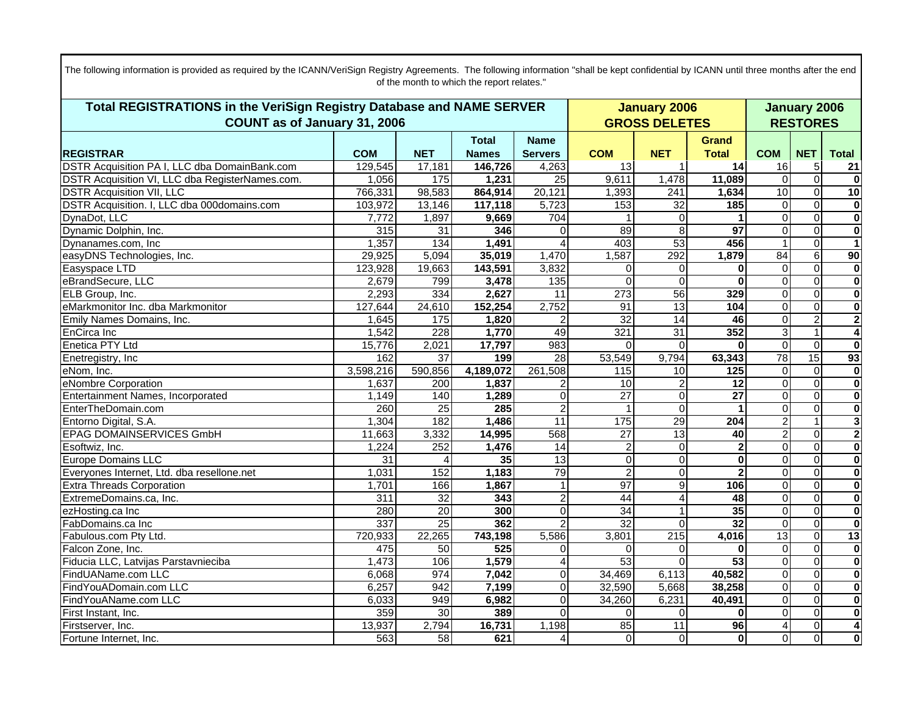The following information is provided as required by the ICANN/VeriSign Registry Agreements. The following information "shall be kept confidential by ICANN until three months after the end of the month to which the report relates."

| Total REGISTRATIONS in the VeriSign Registry Database and NAME SERVER COUNT as of January 31, 2006 | | | | | January 2006 GROSS DELETES | | | January 2006 RESTORES | | |
|---|---|---|---|---|---|---|---|---|---|---|
| **REGISTRAR** | **COM** | **NET** | **Total Names** | **Name Servers** | **COM** | **NET** | **Grand Total** | **COM** | **NET** | **Total** |
| DSTR Acquisition PA I, LLC dba DomainBank.com | 129,545 | 17,181 | **146,726** | 4,263 | 13 | 1 | **14** | 16 | 5 | **21** |
| DSTR Acquisition VI, LLC dba RegisterNames.com. | 1,056 | 175 | **1,231** | 25 | 9,611 | 1,478 | **11,089** | 0 | 0 | **0** |
| DSTR Acquisition VII, LLC | 766,331 | 98,583 | **864,914** | 20,121 | 1,393 | 241 | **1,634** | 10 | 0 | **10** |
| DSTR Acquisition. I, LLC dba 000domains.com | 103,972 | 13,146 | **117,118** | 5,723 | 153 | 32 | **185** | 0 | 0 | **0** |
| DynaDot, LLC | 7,772 | 1,897 | **9,669** | 704 | 1 | 0 | **1** | 0 | 0 | **0** |
| Dynamic Dolphin, Inc. | 315 | 31 | **346** | 0 | 89 | 8 | **97** | 0 | 0 | **0** |
| Dynanames.com, Inc | 1,357 | 134 | **1,491** | 4 | 403 | 53 | **456** | 1 | 0 | **1** |
| easyDNS Technologies, Inc. | 29,925 | 5,094 | **35,019** | 1,470 | 1,587 | 292 | **1,879** | 84 | 6 | **90** |
| Easyspace LTD | 123,928 | 19,663 | **143,591** | 3,832 | 0 | 0 | **0** | 0 | 0 | **0** |
| eBrandSecure, LLC | 2,679 | 799 | **3,478** | 135 | 0 | 0 | **0** | 0 | 0 | **0** |
| ELB Group, Inc. | 2,293 | 334 | **2,627** | 11 | 273 | 56 | **329** | 0 | 0 | **0** |
| eMarkmonitor Inc. dba Markmonitor | 127,644 | 24,610 | **152,254** | 2,752 | 91 | 13 | **104** | 0 | 0 | **0** |
| Emily Names Domains, Inc. | 1,645 | 175 | **1,820** | 2 | 32 | 14 | **46** | 0 | 2 | **2** |
| EnCirca Inc | 1,542 | 228 | **1,770** | 49 | 321 | 31 | **352** | 3 | 1 | **4** |
| Enetica PTY Ltd | 15,776 | 2,021 | **17,797** | 983 | 0 | 0 | **0** | 0 | 0 | **0** |
| Enetregistry, Inc | 162 | 37 | **199** | 28 | 53,549 | 9,794 | **63,343** | 78 | 15 | **93** |
| eNom, Inc. | 3,598,216 | 590,856 | **4,189,072** | 261,508 | 115 | 10 | **125** | 0 | 0 | **0** |
| eNombre Corporation | 1,637 | 200 | **1,837** | 2 | 10 | 2 | **12** | 0 | 0 | **0** |
| Entertainment Names, Incorporated | 1,149 | 140 | **1,289** | 0 | 27 | 0 | **27** | 0 | 0 | **0** |
| EnterTheDomain.com | 260 | 25 | **285** | 2 | 1 | 0 | **1** | 0 | 0 | **0** |
| Entorno Digital, S.A. | 1,304 | 182 | **1,486** | 11 | 175 | 29 | **204** | 2 | 1 | **3** |
| EPAG DOMAINSERVICES GmbH | 11,663 | 3,332 | **14,995** | 568 | 27 | 13 | **40** | 2 | 0 | **2** |
| Esoftwiz, Inc. | 1,224 | 252 | **1,476** | 14 | 2 | 0 | **2** | 0 | 0 | **0** |
| Europe Domains LLC | 31 | 4 | **35** | 13 | 0 | 0 | **0** | 0 | 0 | **0** |
| Everyones Internet, Ltd. dba resellone.net | 1,031 | 152 | **1,183** | 79 | 2 | 0 | **2** | 0 | 0 | **0** |
| Extra Threads Corporation | 1,701 | 166 | **1,867** | 1 | 97 | 9 | **106** | 0 | 0 | **0** |
| ExtremeDomains.ca, Inc. | 311 | 32 | **343** | 2 | 44 | 4 | **48** | 0 | 0 | **0** |
| ezHosting.ca Inc | 280 | 20 | **300** | 0 | 34 | 1 | **35** | 0 | 0 | **0** |
| FabDomains.ca Inc | 337 | 25 | **362** | 2 | 32 | 0 | **32** | 0 | 0 | **0** |
| Fabulous.com Pty Ltd. | 720,933 | 22,265 | **743,198** | 5,586 | 3,801 | 215 | **4,016** | 13 | 0 | **13** |
| Falcon Zone, Inc. | 475 | 50 | **525** | 0 | 0 | 0 | **0** | 0 | 0 | **0** |
| Fiducia LLC, Latvijas Parstavnieciba | 1,473 | 106 | **1,579** | 4 | 53 | 0 | **53** | 0 | 0 | **0** |
| FindUAName.com LLC | 6,068 | 974 | **7,042** | 0 | 34,469 | 6,113 | **40,582** | 0 | 0 | **0** |
| FindYouADomain.com LLC | 6,257 | 942 | **7,199** | 0 | 32,590 | 5,668 | **38,258** | 0 | 0 | **0** |
| FindYouAName.com LLC | 6,033 | 949 | **6,982** | 0 | 34,260 | 6,231 | **40,491** | 0 | 0 | **0** |
| First Instant, Inc. | 359 | 30 | **389** | 0 | 0 | 0 | **0** | 0 | 0 | **0** |
| Firstserver, Inc. | 13,937 | 2,794 | **16,731** | 1,198 | 85 | 11 | **96** | 4 | 0 | **4** |
| Fortune Internet, Inc. | 563 | 58 | **621** | 4 | 0 | 0 | **0** | 0 | 0 | **0** |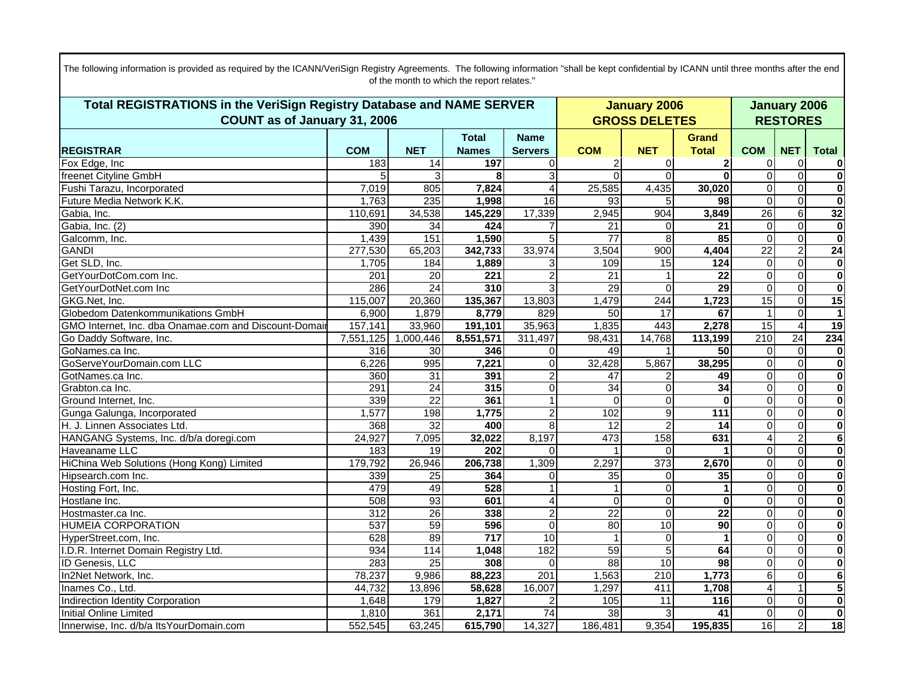The following information is provided as required by the ICANN/VeriSign Registry Agreements. The following information "shall be kept confidential by ICANN until three months after the end of the month to which the report relates."

| Total REGISTRATIONS in the VeriSign Registry Database and NAME SERVER COUNT as of January 31, 2006 | | | | | January 2006 GROSS DELETES | | | January 2006 RESTORES | | |
|---|---|---|---|---|---|---|---|---|---|---|
| **REGISTRAR** | **COM** | **NET** | **Total Names** | **Name Servers** | **COM** | **NET** | **Grand Total** | **COM** | **NET** | **Total** |
| Fox Edge, Inc | 183 | 14 | **197** | 0 | 2 | 0 | **2** | 0 | 0 | **0** |
| freenet Cityline GmbH | 5 | 3 | **8** | 3 | 0 | 0 | **0** | 0 | 0 | **0** |
| Fushi Tarazu, Incorporated | 7,019 | 805 | **7,824** | 4 | 25,585 | 4,435 | **30,020** | 0 | 0 | **0** |
| Future Media Network K.K. | 1,763 | 235 | **1,998** | 16 | 93 | 5 | **98** | 0 | 0 | **0** |
| Gabia, Inc. | 110,691 | 34,538 | **145,229** | 17,339 | 2,945 | 904 | **3,849** | 26 | 6 | **32** |
| Gabia, Inc. (2) | 390 | 34 | **424** | 7 | 21 | 0 | **21** | 0 | 0 | **0** |
| Galcomm, Inc. | 1,439 | 151 | **1,590** | 5 | 77 | 8 | **85** | 0 | 0 | **0** |
| GANDI | 277,530 | 65,203 | **342,733** | 33,974 | 3,504 | 900 | **4,404** | 22 | 2 | **24** |
| Get SLD, Inc. | 1,705 | 184 | **1,889** | 3 | 109 | 15 | **124** | 0 | 0 | **0** |
| GetYourDotCom.com Inc. | 201 | 20 | **221** | 2 | 21 | 1 | **22** | 0 | 0 | **0** |
| GetYourDotNet.com Inc | 286 | 24 | **310** | 3 | 29 | 0 | **29** | 0 | 0 | **0** |
| GKG.Net, Inc. | 115,007 | 20,360 | **135,367** | 13,803 | 1,479 | 244 | **1,723** | 15 | 0 | **15** |
| Globedom Datenkommunikations GmbH | 6,900 | 1,879 | **8,779** | 829 | 50 | 17 | **67** | 1 | 0 | **1** |
| GMO Internet, Inc. dba Onamae.com and Discount-Domai | 157,141 | 33,960 | **191,101** | 35,963 | 1,835 | 443 | **2,278** | 15 | 4 | **19** |
| Go Daddy Software, Inc. | 7,551,125 | 1,000,446 | **8,551,571** | 311,497 | 98,431 | 14,768 | **113,199** | 210 | 24 | **234** |
| GoNames.ca Inc. | 316 | 30 | **346** | 0 | 49 | 1 | **50** | 0 | 0 | **0** |
| GoServeYourDomain.com LLC | 6,226 | 995 | **7,221** | 0 | 32,428 | 5,867 | **38,295** | 0 | 0 | **0** |
| GotNames.ca Inc. | 360 | 31 | **391** | 2 | 47 | 2 | **49** | 0 | 0 | **0** |
| Grabton.ca Inc. | 291 | 24 | **315** | 0 | 34 | 0 | **34** | 0 | 0 | **0** |
| Ground Internet, Inc. | 339 | 22 | **361** | 1 | 0 | 0 | **0** | 0 | 0 | **0** |
| Gunga Galunga, Incorporated | 1,577 | 198 | **1,775** | 2 | 102 | 9 | **111** | 0 | 0 | **0** |
| H. J. Linnen Associates Ltd. | 368 | 32 | **400** | 8 | 12 | 2 | **14** | 0 | 0 | **0** |
| HANGANG Systems, Inc. d/b/a doregi.com | 24,927 | 7,095 | **32,022** | 8,197 | 473 | 158 | **631** | 4 | 2 | **6** |
| Haveaname LLC | 183 | 19 | **202** | 0 | 1 | 0 | **1** | 0 | 0 | **0** |
| HiChina Web Solutions (Hong Kong) Limited | 179,792 | 26,946 | **206,738** | 1,309 | 2,297 | 373 | **2,670** | 0 | 0 | **0** |
| Hipsearch.com Inc. | 339 | 25 | **364** | 0 | 35 | 0 | **35** | 0 | 0 | **0** |
| Hosting Fort, Inc. | 479 | 49 | **528** | 1 | 1 | 0 | **1** | 0 | 0 | **0** |
| Hostlane Inc. | 508 | 93 | **601** | 4 | 0 | 0 | **0** | 0 | 0 | **0** |
| Hostmaster.ca Inc. | 312 | 26 | **338** | 2 | 22 | 0 | **22** | 0 | 0 | **0** |
| HUMEIA CORPORATION | 537 | 59 | **596** | 0 | 80 | 10 | **90** | 0 | 0 | **0** |
| HyperStreet.com, Inc. | 628 | 89 | **717** | 10 | 1 | 0 | **1** | 0 | 0 | **0** |
| I.D.R. Internet Domain Registry Ltd. | 934 | 114 | **1,048** | 182 | 59 | 5 | **64** | 0 | 0 | **0** |
| ID Genesis, LLC | 283 | 25 | **308** | 0 | 88 | 10 | **98** | 0 | 0 | **0** |
| In2Net Network, Inc. | 78,237 | 9,986 | **88,223** | 201 | 1,563 | 210 | **1,773** | 6 | 0 | **6** |
| Inames Co., Ltd. | 44,732 | 13,896 | **58,628** | 16,007 | 1,297 | 411 | **1,708** | 4 | 1 | **5** |
| Indirection Identity Corporation | 1,648 | 179 | **1,827** | 2 | 105 | 11 | **116** | 0 | 0 | **0** |
| Initial Online Limited | 1,810 | 361 | **2,171** | 74 | 38 | 3 | **41** | 0 | 0 | **0** |
| Innerwise, Inc. d/b/a ItsYourDomain.com | 552,545 | 63,245 | **615,790** | 14,327 | 186,481 | 9,354 | **195,835** | 16 | 2 | **18** |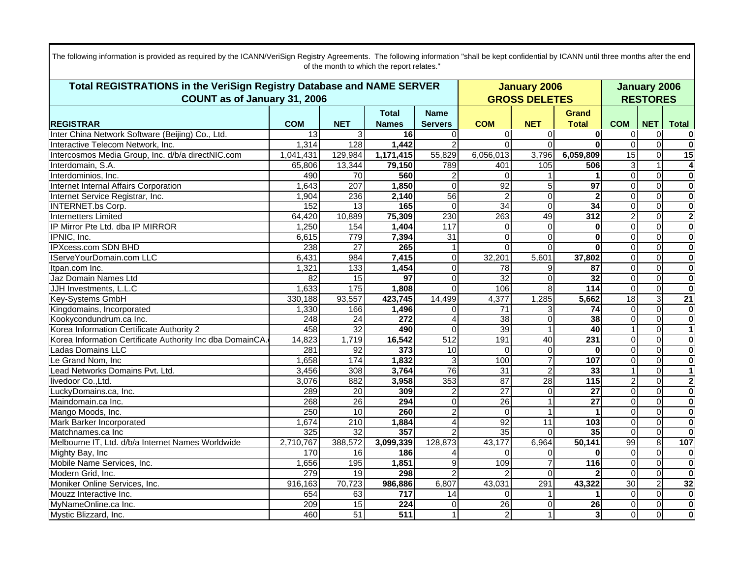The following information is provided as required by the ICANN/VeriSign Registry Agreements. The following information "shall be kept confidential by ICANN until three months after the end of the month to which the report relates."

| Total REGISTRATIONS in the VeriSign Registry Database and NAME SERVER COUNT as of January 31, 2006 | | | | | January 2006 GROSS DELETES | | | January 2006 RESTORES | | |
|---|---|---|---|---|---|---|---|---|---|---|
| **REGISTRAR** | **COM** | **NET** | **Total Names** | **Name Servers** | **COM** | **NET** | **Grand Total** | **COM** | **NET** | **Total** |
| Inter China Network Software (Beijing) Co., Ltd. | 13 | 3 | **16** | 0 | 0 | 0 | **0** | 0 | 0 | **0** |
| Interactive Telecom Network, Inc. | 1,314 | 128 | **1,442** | 2 | 0 | 0 | **0** | 0 | 0 | **0** |
| Intercosmos Media Group, Inc. d/b/a directNIC.com | 1,041,431 | 129,984 | **1,171,415** | 55,829 | 6,056,013 | 3,796 | **6,059,809** | 15 | 0 | **15** |
| Interdomain, S.A. | 65,806 | 13,344 | **79,150** | 789 | 401 | 105 | **506** | 3 | 1 | **4** |
| Interdominios, Inc. | 490 | 70 | **560** | 2 | 0 | 1 | **1** | 0 | 0 | **0** |
| Internet Internal Affairs Corporation | 1,643 | 207 | **1,850** | 0 | 92 | 5 | **97** | 0 | 0 | **0** |
| Internet Service Registrar, Inc. | 1,904 | 236 | **2,140** | 56 | 2 | 0 | **2** | 0 | 0 | **0** |
| INTERNET.bs Corp. | 152 | 13 | **165** | 0 | 34 | 0 | **34** | 0 | 0 | **0** |
| Internetters Limited | 64,420 | 10,889 | **75,309** | 230 | 263 | 49 | **312** | 2 | 0 | **2** |
| IP Mirror Pte Ltd. dba IP MIRROR | 1,250 | 154 | **1,404** | 117 | 0 | 0 | **0** | 0 | 0 | **0** |
| IPNIC, Inc. | 6,615 | 779 | **7,394** | 31 | 0 | 0 | **0** | 0 | 0 | **0** |
| IPXcess.com SDN BHD | 238 | 27 | **265** | 1 | 0 | 0 | **0** | 0 | 0 | **0** |
| IServeYourDomain.com LLC | 6,431 | 984 | **7,415** | 0 | 32,201 | 5,601 | **37,802** | 0 | 0 | **0** |
| Itpan.com Inc. | 1,321 | 133 | **1,454** | 0 | 78 | 9 | **87** | 0 | 0 | **0** |
| Jaz Domain Names Ltd | 82 | 15 | **97** | 0 | 32 | 0 | **32** | 0 | 0 | **0** |
| JJH Investments, L.L.C | 1,633 | 175 | **1,808** | 0 | 106 | 8 | **114** | 0 | 0 | **0** |
| Key-Systems GmbH | 330,188 | 93,557 | **423,745** | 14,499 | 4,377 | 1,285 | **5,662** | 18 | 3 | **21** |
| Kingdomains, Incorporated | 1,330 | 166 | **1,496** | 0 | 71 | 3 | **74** | 0 | 0 | **0** |
| Kookycondundrum.ca Inc. | 248 | 24 | **272** | 4 | 38 | 0 | **38** | 0 | 0 | **0** |
| Korea Information Certificate Authority 2 | 458 | 32 | **490** | 0 | 39 | 1 | **40** | 1 | 0 | **1** |
| Korea Information Certificate Authority Inc dba DomainCA. | 14,823 | 1,719 | **16,542** | 512 | 191 | 40 | **231** | 0 | 0 | **0** |
| Ladas Domains LLC | 281 | 92 | **373** | 10 | 0 | 0 | **0** | 0 | 0 | **0** |
| Le Grand Nom, Inc | 1,658 | 174 | **1,832** | 3 | 100 | 7 | **107** | 0 | 0 | **0** |
| Lead Networks Domains Pvt. Ltd. | 3,456 | 308 | **3,764** | 76 | 31 | 2 | **33** | 1 | 0 | **1** |
| livedoor Co.,Ltd. | 3,076 | 882 | **3,958** | 353 | 87 | 28 | **115** | 2 | 0 | **2** |
| LuckyDomains.ca, Inc. | 289 | 20 | **309** | 2 | 27 | 0 | **27** | 0 | 0 | **0** |
| Maindomain.ca Inc. | 268 | 26 | **294** | 0 | 26 | 1 | **27** | 0 | 0 | **0** |
| Mango Moods, Inc. | 250 | 10 | **260** | 2 | 0 | 1 | **1** | 0 | 0 | **0** |
| Mark Barker Incorporated | 1,674 | 210 | **1,884** | 4 | 92 | 11 | **103** | 0 | 0 | **0** |
| Matchnames.ca Inc | 325 | 32 | **357** | 2 | 35 | 0 | **35** | 0 | 0 | **0** |
| Melbourne IT, Ltd. d/b/a Internet Names Worldwide | 2,710,767 | 388,572 | **3,099,339** | 128,873 | 43,177 | 6,964 | **50,141** | 99 | 8 | **107** |
| Mighty Bay, Inc | 170 | 16 | **186** | 4 | 0 | 0 | **0** | 0 | 0 | **0** |
| Mobile Name Services, Inc. | 1,656 | 195 | **1,851** | 9 | 109 | 7 | **116** | 0 | 0 | **0** |
| Modern Grid, Inc. | 279 | 19 | **298** | 2 | 2 | 0 | **2** | 0 | 0 | **0** |
| Moniker Online Services, Inc. | 916,163 | 70,723 | **986,886** | 6,807 | 43,031 | 291 | **43,322** | 30 | 2 | **32** |
| Mouzz Interactive Inc. | 654 | 63 | **717** | 14 | 0 | 1 | **1** | 0 | 0 | **0** |
| MyNameOnline.ca Inc. | 209 | 15 | **224** | 0 | 26 | 0 | **26** | 0 | 0 | **0** |
| Mystic Blizzard, Inc. | 460 | 51 | **511** | 1 | 2 | 1 | **3** | 0 | 0 | **0** |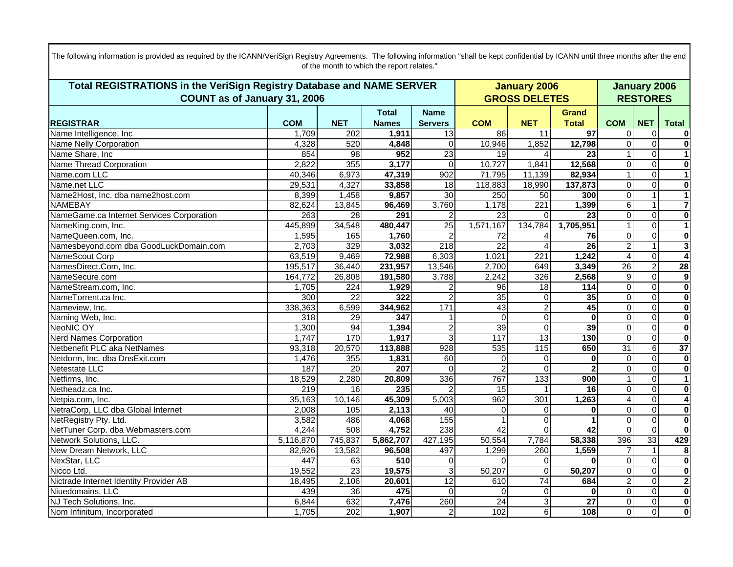The following information is provided as required by the ICANN/VeriSign Registry Agreements. The following information "shall be kept confidential by ICANN until three months after the end of the month to which the report relates."

| Total REGISTRATIONS in the VeriSign Registry Database and NAME SERVER COUNT as of January 31, 2006 | | | | | January 2006 GROSS DELETES | | | January 2006 RESTORES | | |
|---|---|---|---|---|---|---|---|---|---|---|
| **REGISTRAR** | **COM** | **NET** | **Total Names** | **Name Servers** | **COM** | **NET** | **Grand Total** | **COM** | **NET** | **Total** |
| Name Intelligence, Inc | 1,709 | 202 | **1,911** | 13 | 86 | 11 | **97** | 0 | 0 | **0** |
| Name Nelly Corporation | 4,328 | 520 | **4,848** | 0 | 10,946 | 1,852 | **12,798** | 0 | 0 | **0** |
| Name Share, Inc | 854 | 98 | **952** | 23 | 19 | 4 | **23** | 1 | 0 | **1** |
| Name Thread Corporation | 2,822 | 355 | **3,177** | 0 | 10,727 | 1,841 | **12,568** | 0 | 0 | **0** |
| Name.com LLC | 40,346 | 6,973 | **47,319** | 902 | 71,795 | 11,139 | **82,934** | 1 | 0 | **1** |
| Name.net LLC | 29,531 | 4,327 | **33,858** | 18 | 118,883 | 18,990 | **137,873** | 0 | 0 | **0** |
| Name2Host, Inc. dba name2host.com | 8,399 | 1,458 | **9,857** | 30 | 250 | 50 | **300** | 0 | 1 | **1** |
| NAMEBAY | 82,624 | 13,845 | **96,469** | 3,760 | 1,178 | 221 | **1,399** | 6 | 1 | **7** |
| NameGame.ca Internet Services Corporation | 263 | 28 | **291** | 2 | 23 | 0 | **23** | 0 | 0 | **0** |
| NameKing.com, Inc. | 445,899 | 34,548 | **480,447** | 25 | 1,571,167 | 134,784 | **1,705,951** | 1 | 0 | **1** |
| NameQueen.com, Inc. | 1,595 | 165 | **1,760** | 2 | 72 | 4 | **76** | 0 | 0 | **0** |
| Namesbeyond.com dba GoodLuckDomain.com | 2,703 | 329 | **3,032** | 218 | 22 | 4 | **26** | 2 | 1 | **3** |
| NameScout Corp | 63,519 | 9,469 | **72,988** | 6,303 | 1,021 | 221 | **1,242** | 4 | 0 | **4** |
| NamesDirect.Com, Inc. | 195,517 | 36,440 | **231,957** | 13,546 | 2,700 | 649 | **3,349** | 26 | 2 | **28** |
| NameSecure.com | 164,772 | 26,808 | **191,580** | 3,788 | 2,242 | 326 | **2,568** | 9 | 0 | **9** |
| NameStream.com, Inc. | 1,705 | 224 | **1,929** | 2 | 96 | 18 | **114** | 0 | 0 | **0** |
| NameTorrent.ca Inc. | 300 | 22 | **322** | 2 | 35 | 0 | **35** | 0 | 0 | **0** |
| Nameview, Inc. | 338,363 | 6,599 | **344,962** | 171 | 43 | 2 | **45** | 0 | 0 | **0** |
| Naming Web, Inc. | 318 | 29 | **347** | 1 | 0 | 0 | **0** | 0 | 0 | **0** |
| NeoNIC OY | 1,300 | 94 | **1,394** | 2 | 39 | 0 | **39** | 0 | 0 | **0** |
| Nerd Names Corporation | 1,747 | 170 | **1,917** | 3 | 117 | 13 | **130** | 0 | 0 | **0** |
| Netbenefit PLC aka NetNames | 93,318 | 20,570 | **113,888** | 928 | 535 | 115 | **650** | 31 | 6 | **37** |
| Netdorm, Inc. dba DnsExit.com | 1,476 | 355 | **1,831** | 60 | 0 | 0 | **0** | 0 | 0 | **0** |
| Netestate LLC | 187 | 20 | **207** | 0 | 2 | 0 | **2** | 0 | 0 | **0** |
| Netfirms, Inc. | 18,529 | 2,280 | **20,809** | 336 | 767 | 133 | **900** | 1 | 0 | **1** |
| Netheadz.ca Inc. | 219 | 16 | **235** | 2 | 15 | 1 | **16** | 0 | 0 | **0** |
| Netpia.com, Inc. | 35,163 | 10,146 | **45,309** | 5,003 | 962 | 301 | **1,263** | 4 | 0 | **4** |
| NetraCorp, LLC dba Global Internet | 2,008 | 105 | **2,113** | 40 | 0 | 0 | **0** | 0 | 0 | **0** |
| NetRegistry Pty. Ltd. | 3,582 | 486 | **4,068** | 155 | 1 | 0 | **1** | 0 | 0 | **0** |
| NetTuner Corp. dba Webmasters.com | 4,244 | 508 | **4,752** | 238 | 42 | 0 | **42** | 0 | 0 | **0** |
| Network Solutions, LLC. | 5,116,870 | 745,837 | **5,862,707** | 427,195 | 50,554 | 7,784 | **58,338** | 396 | 33 | **429** |
| New Dream Network, LLC | 82,926 | 13,582 | **96,508** | 497 | 1,299 | 260 | **1,559** | 7 | 1 | **8** |
| NexStar, LLC | 447 | 63 | **510** | 0 | 0 | 0 | **0** | 0 | 0 | **0** |
| Nicco Ltd. | 19,552 | 23 | **19,575** | 3 | 50,207 | 0 | **50,207** | 0 | 0 | **0** |
| Nictrade Internet Identity Provider AB | 18,495 | 2,106 | **20,601** | 12 | 610 | 74 | **684** | 2 | 0 | **2** |
| Niuedomains, LLC | 439 | 36 | **475** | 0 | 0 | 0 | **0** | 0 | 0 | **0** |
| NJ Tech Solutions, Inc. | 6,844 | 632 | **7,476** | 260 | 24 | 3 | **27** | 0 | 0 | **0** |
| Nom Infinitum, Incorporated | 1,705 | 202 | **1,907** | 2 | 102 | 6 | **108** | 0 | 0 | **0** |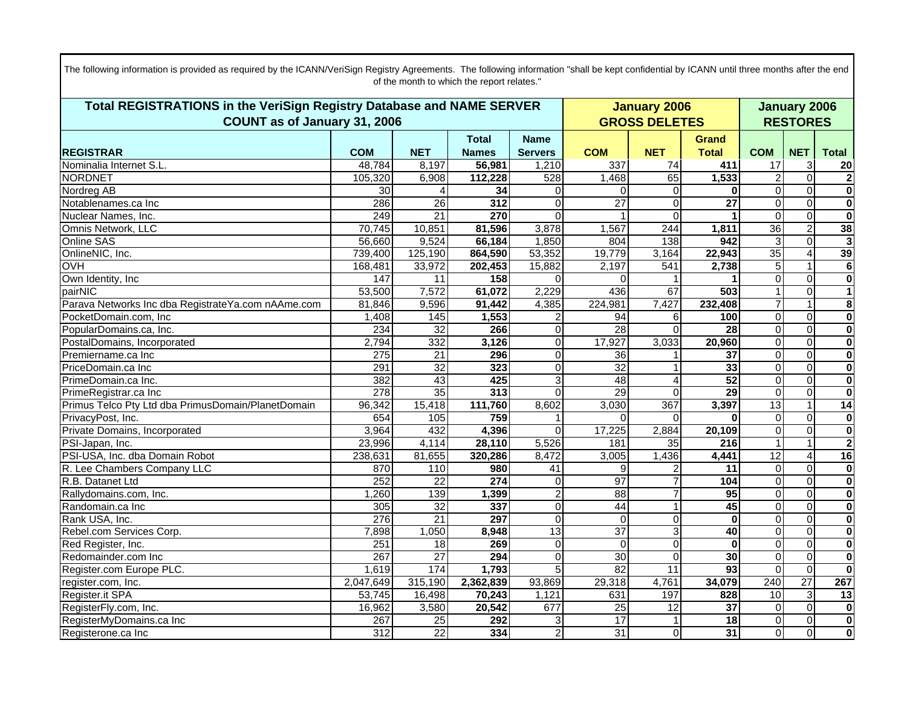The following information is provided as required by the ICANN/VeriSign Registry Agreements. The following information "shall be kept confidential by ICANN until three months after the end of the month to which the report relates."

| Total REGISTRATIONS in the VeriSign Registry Database and NAME SERVER COUNT as of January 31, 2006 | | | | | January 2006 GROSS DELETES | | | January 2006 RESTORES | | |
|---|---|---|---|---|---|---|---|---|---|---|
| **REGISTRAR** | **COM** | **NET** | **Total Names** | **Name Servers** | **COM** | **NET** | **Grand Total** | **COM** | **NET** | **Total** |
| Nominalia Internet S.L. | 48,784 | 8,197 | **56,981** | 1,210 | 337 | 74 | **411** | 17 | 3 | **20** |
| NORDNET | 105,320 | 6,908 | **112,228** | 528 | 1,468 | 65 | **1,533** | 2 | 0 | **2** |
| Nordreg AB | 30 | 4 | **34** | 0 | 0 | 0 | **0** | 0 | 0 | **0** |
| Notablenames.ca Inc | 286 | 26 | **312** | 0 | 27 | 0 | **27** | 0 | 0 | **0** |
| Nuclear Names, Inc. | 249 | 21 | **270** | 0 | 1 | 0 | **1** | 0 | 0 | **0** |
| Omnis Network, LLC | 70,745 | 10,851 | **81,596** | 3,878 | 1,567 | 244 | **1,811** | 36 | 2 | **38** |
| Online SAS | 56,660 | 9,524 | **66,184** | 1,850 | 804 | 138 | **942** | 3 | 0 | **3** |
| OnlineNIC, Inc. | 739,400 | 125,190 | **864,590** | 53,352 | 19,779 | 3,164 | **22,943** | 35 | 4 | **39** |
| OVH | 168,481 | 33,972 | **202,453** | 15,882 | 2,197 | 541 | **2,738** | 5 | 1 | **6** |
| Own Identity, Inc | 147 | 11 | **158** | 0 | 0 | 1 | **1** | 0 | 0 | **0** |
| pairNIC | 53,500 | 7,572 | **61,072** | 2,229 | 436 | 67 | **503** | 1 | 0 | **1** |
| Parava Networks Inc dba RegistrateYa.com nAAme.com | 81,846 | 9,596 | **91,442** | 4,385 | 224,981 | 7,427 | **232,408** | 7 | 1 | **8** |
| PocketDomain.com, Inc | 1,408 | 145 | **1,553** | 2 | 94 | 6 | **100** | 0 | 0 | **0** |
| PopularDomains.ca, Inc. | 234 | 32 | **266** | 0 | 28 | 0 | **28** | 0 | 0 | **0** |
| PostalDomains, Incorporated | 2,794 | 332 | **3,126** | 0 | 17,927 | 3,033 | **20,960** | 0 | 0 | **0** |
| Premiername.ca Inc | 275 | 21 | **296** | 0 | 36 | 1 | **37** | 0 | 0 | **0** |
| PriceDomain.ca Inc | 291 | 32 | **323** | 0 | 32 | 1 | **33** | 0 | 0 | **0** |
| PrimeDomain.ca Inc. | 382 | 43 | **425** | 3 | 48 | 4 | **52** | 0 | 0 | **0** |
| PrimeRegistrar.ca Inc | 278 | 35 | **313** | 0 | 29 | 0 | **29** | 0 | 0 | **0** |
| Primus Telco Pty Ltd dba PrimusDomain/PlanetDomain | 96,342 | 15,418 | **111,760** | 8,602 | 3,030 | 367 | **3,397** | 13 | 1 | **14** |
| PrivacyPost, Inc. | 654 | 105 | **759** | 1 | 0 | 0 | **0** | 0 | 0 | **0** |
| Private Domains, Incorporated | 3,964 | 432 | **4,396** | 0 | 17,225 | 2,884 | **20,109** | 0 | 0 | **0** |
| PSI-Japan, Inc. | 23,996 | 4,114 | **28,110** | 5,526 | 181 | 35 | **216** | 1 | 1 | **2** |
| PSI-USA, Inc. dba Domain Robot | 238,631 | 81,655 | **320,286** | 8,472 | 3,005 | 1,436 | **4,441** | 12 | 4 | **16** |
| R. Lee Chambers Company LLC | 870 | 110 | **980** | 41 | 9 | 2 | **11** | 0 | 0 | **0** |
| R.B. Datanet Ltd | 252 | 22 | **274** | 0 | 97 | 7 | **104** | 0 | 0 | **0** |
| Rallydomains.com, Inc. | 1,260 | 139 | **1,399** | 2 | 88 | 7 | **95** | 0 | 0 | **0** |
| Randomain.ca Inc | 305 | 32 | **337** | 0 | 44 | 1 | **45** | 0 | 0 | **0** |
| Rank USA, Inc. | 276 | 21 | **297** | 0 | 0 | 0 | **0** | 0 | 0 | **0** |
| Rebel.com Services Corp. | 7,898 | 1,050 | **8,948** | 13 | 37 | 3 | **40** | 0 | 0 | **0** |
| Red Register, Inc. | 251 | 18 | **269** | 0 | 0 | 0 | **0** | 0 | 0 | **0** |
| Redomainder.com Inc | 267 | 27 | **294** | 0 | 30 | 0 | **30** | 0 | 0 | **0** |
| Register.com Europe PLC. | 1,619 | 174 | **1,793** | 5 | 82 | 11 | **93** | 0 | 0 | **0** |
| register.com, Inc. | 2,047,649 | 315,190 | **2,362,839** | 93,869 | 29,318 | 4,761 | **34,079** | 240 | 27 | **267** |
| Register.it SPA | 53,745 | 16,498 | **70,243** | 1,121 | 631 | 197 | **828** | 10 | 3 | **13** |
| RegisterFly.com, Inc. | 16,962 | 3,580 | **20,542** | 677 | 25 | 12 | **37** | 0 | 0 | **0** |
| RegisterMyDomains.ca Inc | 267 | 25 | **292** | 3 | 17 | 1 | **18** | 0 | 0 | **0** |
| Registerone.ca Inc | 312 | 22 | **334** | 2 | 31 | 0 | **31** | 0 | 0 | **0** |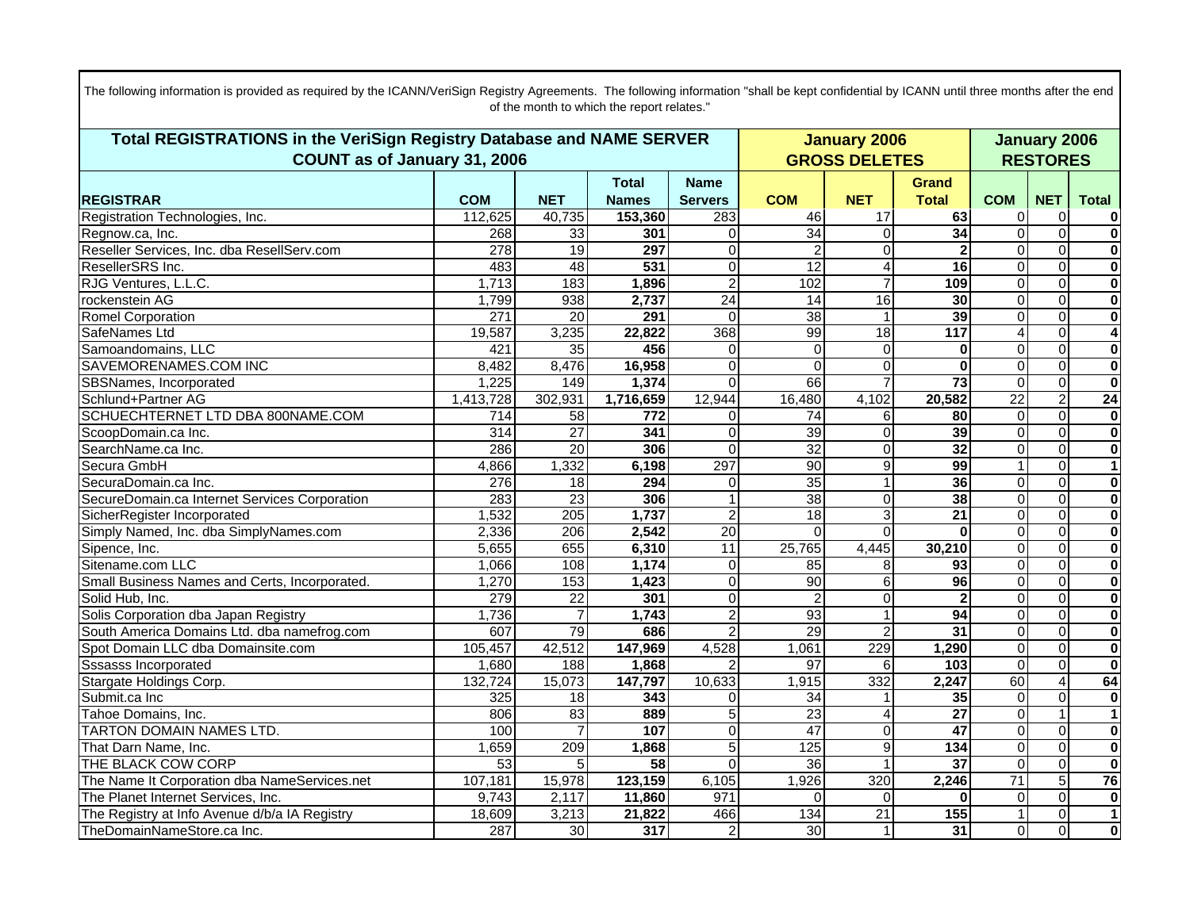The following information is provided as required by the ICANN/VeriSign Registry Agreements. The following information "shall be kept confidential by ICANN until three months after the end of the month to which the report relates."

| Total REGISTRATIONS in the VeriSign Registry Database and NAME SERVER COUNT as of January 31, 2006 | | | | | January 2006 GROSS DELETES | | | January 2006 RESTORES | | |
|---|---|---|---|---|---|---|---|---|---|---|
| **REGISTRAR** | **COM** | **NET** | **Total Names** | **Name Servers** | **COM** | **NET** | **Grand Total** | **COM** | **NET** | **Total** |
| Registration Technologies, Inc. | 112,625 | 40,735 | **153,360** | 283 | 46 | 17 | **63** | 0 | 0 | **0** |
| Regnow.ca, Inc. | 268 | 33 | **301** | 0 | 34 | 0 | **34** | 0 | 0 | **0** |
| Reseller Services, Inc. dba ResellServ.com | 278 | 19 | **297** | 0 | 2 | 0 | **2** | 0 | 0 | **0** |
| ResellerSRS Inc. | 483 | 48 | **531** | 0 | 12 | 4 | **16** | 0 | 0 | **0** |
| RJG Ventures, L.L.C. | 1,713 | 183 | **1,896** | 2 | 102 | 7 | **109** | 0 | 0 | **0** |
| rockenstein AG | 1,799 | 938 | **2,737** | 24 | 14 | 16 | **30** | 0 | 0 | **0** |
| Romel Corporation | 271 | 20 | **291** | 0 | 38 | 1 | **39** | 0 | 0 | **0** |
| SafeNames Ltd | 19,587 | 3,235 | **22,822** | 368 | 99 | 18 | **117** | 4 | 0 | **4** |
| Samoandomains, LLC | 421 | 35 | **456** | 0 | 0 | 0 | **0** | 0 | 0 | **0** |
| SAVEMORENAMES.COM INC | 8,482 | 8,476 | **16,958** | 0 | 0 | 0 | **0** | 0 | 0 | **0** |
| SBSNames, Incorporated | 1,225 | 149 | **1,374** | 0 | 66 | 7 | **73** | 0 | 0 | **0** |
| Schlund+Partner AG | 1,413,728 | 302,931 | **1,716,659** | 12,944 | 16,480 | 4,102 | **20,582** | 22 | 2 | **24** |
| SCHUECHTERNET LTD DBA 800NAME.COM | 714 | 58 | **772** | 0 | 74 | 6 | **80** | 0 | 0 | **0** |
| ScoopDomain.ca Inc. | 314 | 27 | **341** | 0 | 39 | 0 | **39** | 0 | 0 | **0** |
| SearchName.ca Inc. | 286 | 20 | **306** | 0 | 32 | 0 | **32** | 0 | 0 | **0** |
| Secura GmbH | 4,866 | 1,332 | **6,198** | 297 | 90 | 9 | **99** | 1 | 0 | **1** |
| SecuraDomain.ca Inc. | 276 | 18 | **294** | 0 | 35 | 1 | **36** | 0 | 0 | **0** |
| SecureDomain.ca Internet Services Corporation | 283 | 23 | **306** | 1 | 38 | 0 | **38** | 0 | 0 | **0** |
| SicherRegister Incorporated | 1,532 | 205 | **1,737** | 2 | 18 | 3 | **21** | 0 | 0 | **0** |
| Simply Named, Inc. dba SimplyNames.com | 2,336 | 206 | **2,542** | 20 | 0 | 0 | **0** | 0 | 0 | **0** |
| Sipence, Inc. | 5,655 | 655 | **6,310** | 11 | 25,765 | 4,445 | **30,210** | 0 | 0 | **0** |
| Sitename.com LLC | 1,066 | 108 | **1,174** | 0 | 85 | 8 | **93** | 0 | 0 | **0** |
| Small Business Names and Certs, Incorporated. | 1,270 | 153 | **1,423** | 0 | 90 | 6 | **96** | 0 | 0 | **0** |
| Solid Hub, Inc. | 279 | 22 | **301** | 0 | 2 | 0 | **2** | 0 | 0 | **0** |
| Solis Corporation dba Japan Registry | 1,736 | 7 | **1,743** | 2 | 93 | 1 | **94** | 0 | 0 | **0** |
| South America Domains Ltd. dba namefrog.com | 607 | 79 | **686** | 2 | 29 | 2 | **31** | 0 | 0 | **0** |
| Spot Domain LLC dba Domainsite.com | 105,457 | 42,512 | **147,969** | 4,528 | 1,061 | 229 | **1,290** | 0 | 0 | **0** |
| Sssasss Incorporated | 1,680 | 188 | **1,868** | 2 | 97 | 6 | **103** | 0 | 0 | **0** |
| Stargate Holdings Corp. | 132,724 | 15,073 | **147,797** | 10,633 | 1,915 | 332 | **2,247** | 60 | 4 | **64** |
| Submit.ca Inc | 325 | 18 | **343** | 0 | 34 | 1 | **35** | 0 | 0 | **0** |
| Tahoe Domains, Inc. | 806 | 83 | **889** | 5 | 23 | 4 | **27** | 0 | 1 | **1** |
| TARTON DOMAIN NAMES LTD. | 100 | 7 | **107** | 0 | 47 | 0 | **47** | 0 | 0 | **0** |
| That Darn Name, Inc. | 1,659 | 209 | **1,868** | 5 | 125 | 9 | **134** | 0 | 0 | **0** |
| THE BLACK COW CORP | 53 | 5 | **58** | 0 | 36 | 1 | **37** | 0 | 0 | **0** |
| The Name It Corporation dba NameServices.net | 107,181 | 15,978 | **123,159** | 6,105 | 1,926 | 320 | **2,246** | 71 | 5 | **76** |
| The Planet Internet Services, Inc. | 9,743 | 2,117 | **11,860** | 971 | 0 | 0 | **0** | 0 | 0 | **0** |
| The Registry at Info Avenue d/b/a IA Registry | 18,609 | 3,213 | **21,822** | 466 | 134 | 21 | **155** | 1 | 0 | **1** |
| TheDomainNameStore.ca Inc. | 287 | 30 | **317** | 2 | 30 | 1 | **31** | 0 | 0 | **0** |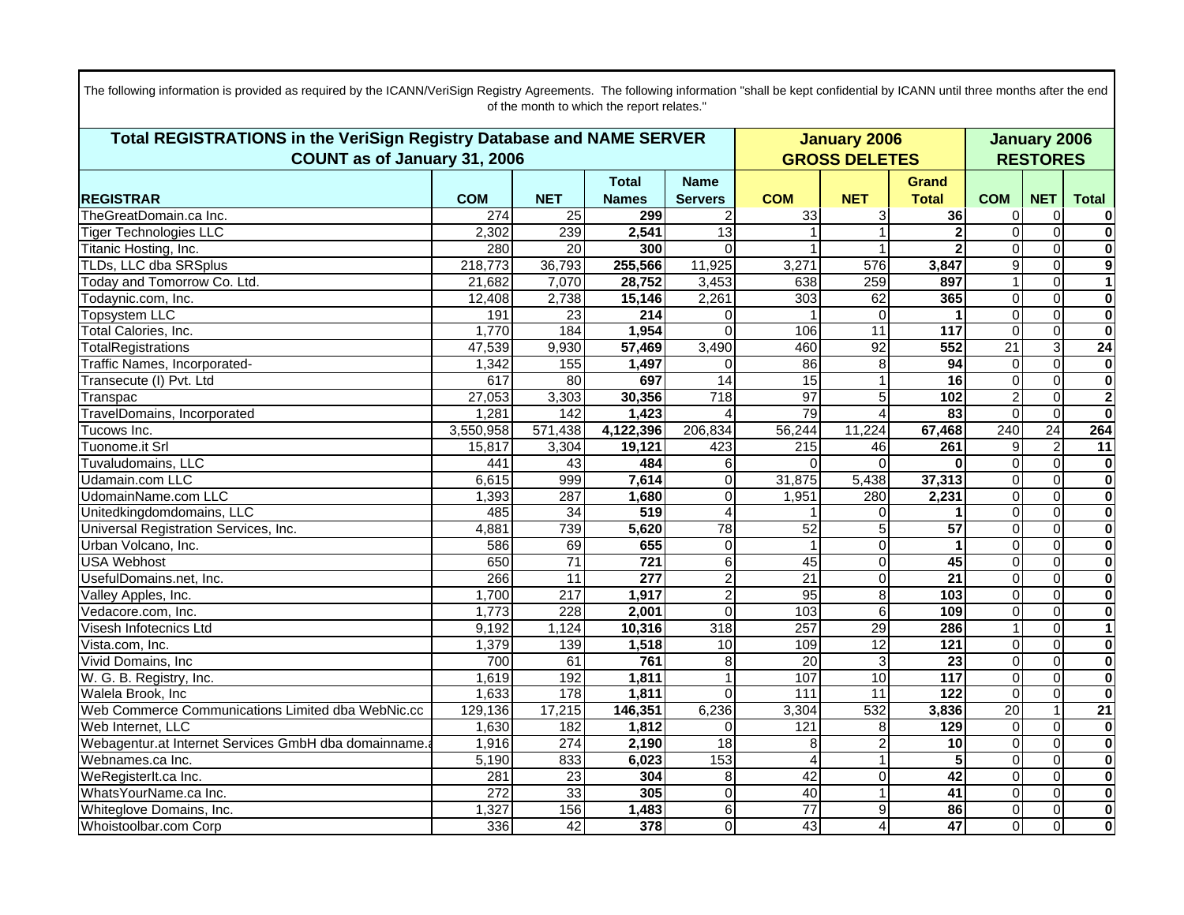The following information is provided as required by the ICANN/VeriSign Registry Agreements. The following information "shall be kept confidential by ICANN until three months after the end of the month to which the report relates."

| Total REGISTRATIONS in the VeriSign Registry Database and NAME SERVER COUNT as of January 31, 2006 | | | | | January 2006 GROSS DELETES | | | January 2006 RESTORES | | |
|---|---|---|---|---|---|---|---|---|---|---|
| **REGISTRAR** | **COM** | **NET** | **Total Names** | **Name Servers** | **COM** | **NET** | **Grand Total** | **COM** | **NET** | **Total** |
| TheGreatDomain.ca Inc. | 274 | 25 | **299** | 2 | 33 | 3 | **36** | 0 | 0 | **0** |
| Tiger Technologies LLC | 2,302 | 239 | **2,541** | 13 | 1 | 1 | **2** | 0 | 0 | **0** |
| Titanic Hosting, Inc. | 280 | 20 | **300** | 0 | 1 | 1 | **2** | 0 | 0 | **0** |
| TLDs, LLC dba SRSplus | 218,773 | 36,793 | **255,566** | 11,925 | 3,271 | 576 | **3,847** | 9 | 0 | **9** |
| Today and Tomorrow Co. Ltd. | 21,682 | 7,070 | **28,752** | 3,453 | 638 | 259 | **897** | 1 | 0 | **1** |
| Todaynic.com, Inc. | 12,408 | 2,738 | **15,146** | 2,261 | 303 | 62 | **365** | 0 | 0 | **0** |
| Topsystem LLC | 191 | 23 | **214** | 0 | 1 | 0 | **1** | 0 | 0 | **0** |
| Total Calories, Inc. | 1,770 | 184 | **1,954** | 0 | 106 | 11 | **117** | 0 | 0 | **0** |
| TotalRegistrations | 47,539 | 9,930 | **57,469** | 3,490 | 460 | 92 | **552** | 21 | 3 | **24** |
| Traffic Names, Incorporated- | 1,342 | 155 | **1,497** | 0 | 86 | 8 | **94** | 0 | 0 | **0** |
| Transecute (I) Pvt. Ltd | 617 | 80 | **697** | 14 | 15 | 1 | **16** | 0 | 0 | **0** |
| Transpac | 27,053 | 3,303 | **30,356** | 718 | 97 | 5 | **102** | 2 | 0 | **2** |
| TravelDomains, Incorporated | 1,281 | 142 | **1,423** | 4 | 79 | 4 | **83** | 0 | 0 | **0** |
| Tucows Inc. | 3,550,958 | 571,438 | **4,122,396** | 206,834 | 56,244 | 11,224 | **67,468** | 240 | 24 | **264** |
| Tuonome.it Srl | 15,817 | 3,304 | **19,121** | 423 | 215 | 46 | **261** | 9 | 2 | **11** |
| Tuvaludomains, LLC | 441 | 43 | **484** | 6 | 0 | 0 | **0** | 0 | 0 | **0** |
| Udamain.com LLC | 6,615 | 999 | **7,614** | 0 | 31,875 | 5,438 | **37,313** | 0 | 0 | **0** |
| UdomainName.com LLC | 1,393 | 287 | **1,680** | 0 | 1,951 | 280 | **2,231** | 0 | 0 | **0** |
| Unitedkingdomdomains, LLC | 485 | 34 | **519** | 4 | 1 | 0 | **1** | 0 | 0 | **0** |
| Universal Registration Services, Inc. | 4,881 | 739 | **5,620** | 78 | 52 | 5 | **57** | 0 | 0 | **0** |
| Urban Volcano, Inc. | 586 | 69 | **655** | 0 | 1 | 0 | **1** | 0 | 0 | **0** |
| USA Webhost | 650 | 71 | **721** | 6 | 45 | 0 | **45** | 0 | 0 | **0** |
| UsefulDomains.net, Inc. | 266 | 11 | **277** | 2 | 21 | 0 | **21** | 0 | 0 | **0** |
| Valley Apples, Inc. | 1,700 | 217 | **1,917** | 2 | 95 | 8 | **103** | 0 | 0 | **0** |
| Vedacore.com, Inc. | 1,773 | 228 | **2,001** | 0 | 103 | 6 | **109** | 0 | 0 | **0** |
| Visesh Infotecnics Ltd | 9,192 | 1,124 | **10,316** | 318 | 257 | 29 | **286** | 1 | 0 | **1** |
| Vista.com, Inc. | 1,379 | 139 | **1,518** | 10 | 109 | 12 | **121** | 0 | 0 | **0** |
| Vivid Domains, Inc | 700 | 61 | **761** | 8 | 20 | 3 | **23** | 0 | 0 | **0** |
| W. G. B. Registry, Inc. | 1,619 | 192 | **1,811** | 1 | 107 | 10 | **117** | 0 | 0 | **0** |
| Walela Brook, Inc | 1,633 | 178 | **1,811** | 0 | 111 | 11 | **122** | 0 | 0 | **0** |
| Web Commerce Communications Limited dba WebNic.cc | 129,136 | 17,215 | **146,351** | 6,236 | 3,304 | 532 | **3,836** | 20 | 1 | **21** |
| Web Internet, LLC | 1,630 | 182 | **1,812** | 0 | 121 | 8 | **129** | 0 | 0 | **0** |
| Webagentur.at Internet Services GmbH dba domainname.a | 1,916 | 274 | **2,190** | 18 | 8 | 2 | **10** | 0 | 0 | **0** |
| Webnames.ca Inc. | 5,190 | 833 | **6,023** | 153 | 4 | 1 | **5** | 0 | 0 | **0** |
| WeRegisterIt.ca Inc. | 281 | 23 | **304** | 8 | 42 | 0 | **42** | 0 | 0 | **0** |
| WhatsYourName.ca Inc. | 272 | 33 | **305** | 0 | 40 | 1 | **41** | 0 | 0 | **0** |
| Whiteglove Domains, Inc. | 1,327 | 156 | **1,483** | 6 | 77 | 9 | **86** | 0 | 0 | **0** |
| Whoistoolbar.com Corp | 336 | 42 | **378** | 0 | 43 | 4 | **47** | 0 | 0 | **0** |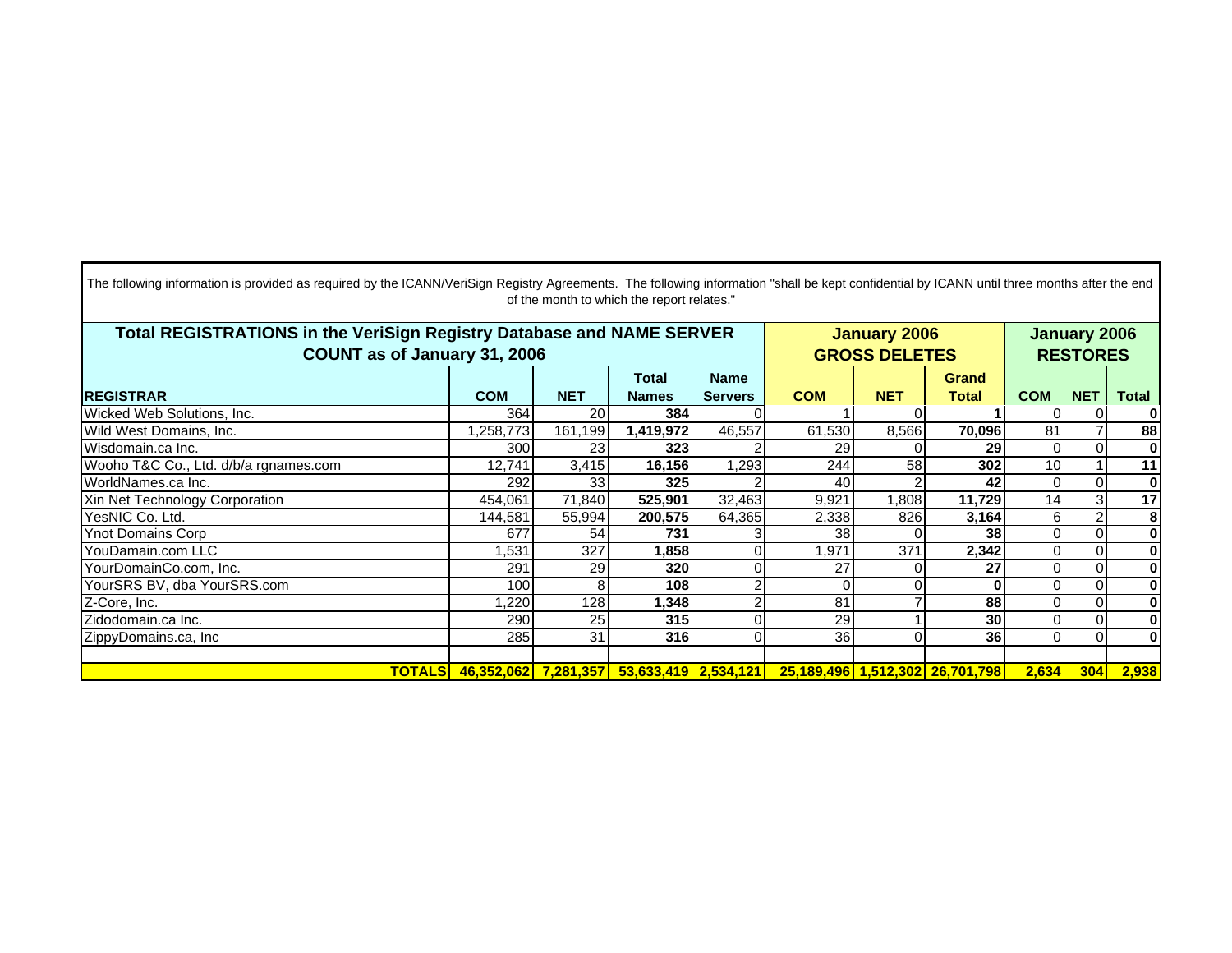The following information is provided as required by the ICANN/VeriSign Registry Agreements. The following information "shall be kept confidential by ICANN until three months after the end of the month to which the report relates."

| Total REGISTRATIONS in the VeriSign Registry Database and NAME SERVER COUNT as of January 31, 2006 | | | | | January 2006 GROSS DELETES | | | January 2006 RESTORES | | |
|---|---|---|---|---|---|---|---|---|---|---|
| **REGISTRAR** | **COM** | **NET** | **Total Names** | **Name Servers** | **COM** | **NET** | **Grand Total** | **COM** | **NET** | **Total** |
| Wicked Web Solutions, Inc. | 364 | 20 | **384** | 0 | 1 | 0 | **1** | 0 | 0 | **0** |
| Wild West Domains, Inc. | 1,258,773 | 161,199 | **1,419,972** | 46,557 | 61,530 | 8,566 | **70,096** | 81 | 7 | **88** |
| Wisdomain.ca Inc. | 300 | 23 | **323** | 2 | 29 | 0 | **29** | 0 | 0 | **0** |
| Wooho T&C Co., Ltd. d/b/a rgnames.com | 12,741 | 3,415 | **16,156** | 1,293 | 244 | 58 | **302** | 10 | 1 | **11** |
| WorldNames.ca Inc. | 292 | 33 | **325** | 2 | 40 | 2 | **42** | 0 | 0 | **0** |
| Xin Net Technology Corporation | 454,061 | 71,840 | **525,901** | 32,463 | 9,921 | 1,808 | **11,729** | 14 | 3 | **17** |
| YesNIC Co. Ltd. | 144,581 | 55,994 | **200,575** | 64,365 | 2,338 | 826 | **3,164** | 6 | 2 | **8** |
| Ynot Domains Corp | 677 | 54 | **731** | 3 | 38 | 0 | **38** | 0 | 0 | **0** |
| YouDamain.com LLC | 1,531 | 327 | **1,858** | 0 | 1,971 | 371 | **2,342** | 0 | 0 | **0** |
| YourDomainCo.com, Inc. | 291 | 29 | **320** | 0 | 27 | 0 | **27** | 0 | 0 | **0** |
| YourSRS BV, dba YourSRS.com | 100 | 8 | **108** | 2 | 0 | 0 | **0** | 0 | 0 | **0** |
| Z-Core, Inc. | 1,220 | 128 | **1,348** | 2 | 81 | 7 | **88** | 0 | 0 | **0** |
| Zidodomain.ca Inc. | 290 | 25 | **315** | 0 | 29 | 1 | **30** | 0 | 0 | **0** |
| ZippyDomains.ca, Inc | 285 | 31 | **316** | 0 | 36 | 0 | **36** | 0 | 0 | **0** |
| | | | | | | | | | | |
| **TOTALS** | **46,352,062** | **7,281,357** | **53,633,419** | **2,534,121** | **25,189,496** | **1,512,302** | **26,701,798** | **2,634** | **304** | **2,938** |